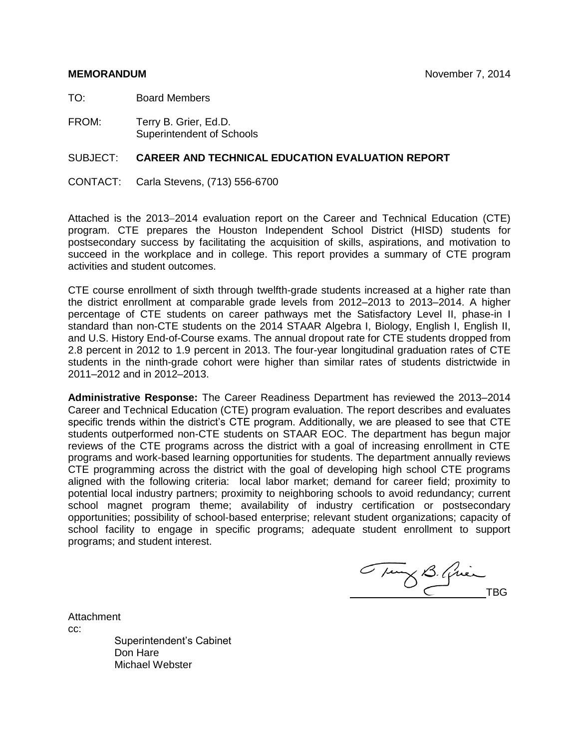**MEMORANDUM** November 7, 2014

TO: Board Members

FROM: Terry B. Grier, Ed.D.
Superintendent of Schools

SUBJECT: **CAREER AND TECHNICAL EDUCATION EVALUATION REPORT**

CONTACT: Carla Stevens, (713) 556-6700

Attached is the 2013–2014 evaluation report on the Career and Technical Education (CTE) program. CTE prepares the Houston Independent School District (HISD) students for postsecondary success by facilitating the acquisition of skills, aspirations, and motivation to succeed in the workplace and in college. This report provides a summary of CTE program activities and student outcomes.

CTE course enrollment of sixth through twelfth-grade students increased at a higher rate than the district enrollment at comparable grade levels from 2012–2013 to 2013–2014. A higher percentage of CTE students on career pathways met the Satisfactory Level II, phase-in I standard than non-CTE students on the 2014 STAAR Algebra I, Biology, English I, English II, and U.S. History End-of-Course exams. The annual dropout rate for CTE students dropped from 2.8 percent in 2012 to 1.9 percent in 2013. The four-year longitudinal graduation rates of CTE students in the ninth-grade cohort were higher than similar rates of students districtwide in 2011–2012 and in 2012–2013.

**Administrative Response:** The Career Readiness Department has reviewed the 2013–2014 Career and Technical Education (CTE) program evaluation. The report describes and evaluates specific trends within the district's CTE program. Additionally, we are pleased to see that CTE students outperformed non-CTE students on STAAR EOC. The department has begun major reviews of the CTE programs across the district with a goal of increasing enrollment in CTE programs and work-based learning opportunities for students. The department annually reviews CTE programming across the district with the goal of developing high school CTE programs aligned with the following criteria: local labor market; demand for career field; proximity to potential local industry partners; proximity to neighboring schools to avoid redundancy; current school magnet program theme; availability of industry certification or postsecondary opportunities; possibility of school-based enterprise; relevant student organizations; capacity of school facility to engage in specific programs; adequate student enrollment to support programs; and student interest.

TBG

Attachment

cc:

Superintendent's Cabinet
Don Hare
Michael Webster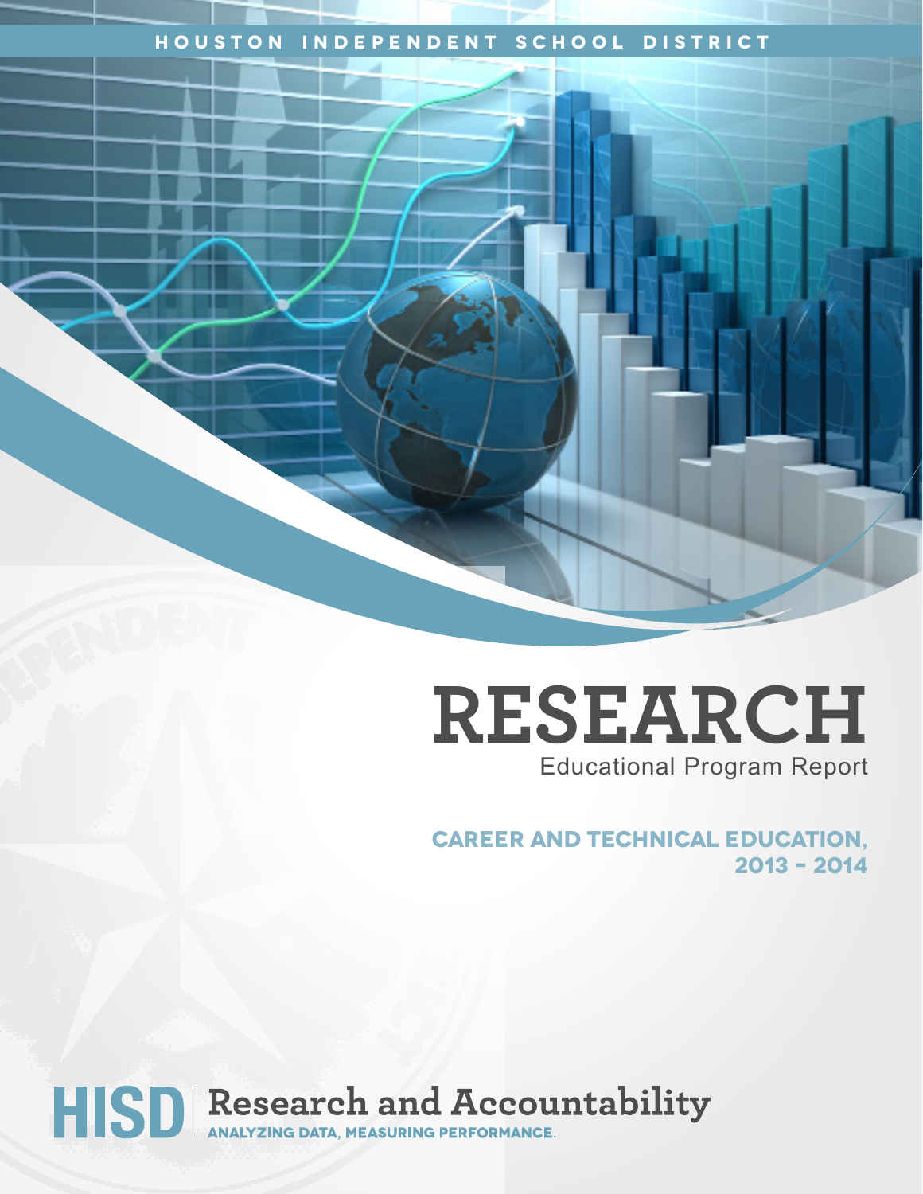HOUSTON INDEPENDENT SCHOOL DISTRICT

# RESEARCH

Educational Program Report

## CAREER AND TECHNICAL EDUCATION, 2013 – 2014

HISD | Research and Accountability

ANALYZING DATA, MEASURING PERFORMANCE.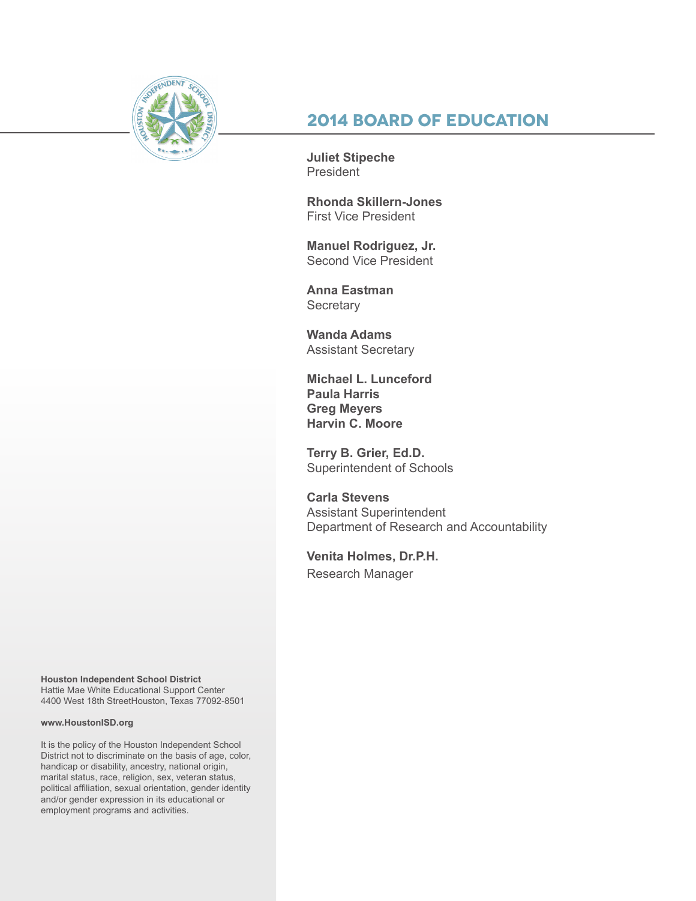## 2014 BOARD OF EDUCATION

**Juliet Stipeche**
President

**Rhonda Skillern-Jones**
First Vice President

**Manuel Rodriguez, Jr.**
Second Vice President

**Anna Eastman**
Secretary

**Wanda Adams**
Assistant Secretary

**Michael L. Lunceford**
**Paula Harris**
**Greg Meyers**
**Harvin C. Moore**

**Terry B. Grier, Ed.D.**
Superintendent of Schools

**Carla Stevens**
Assistant Superintendent
Department of Research and Accountability

**Venita Holmes, Dr.P.H.**
Research Manager

**Houston Independent School District**
Hattie Mae White Educational Support Center
4400 West 18th StreetHouston, Texas 77092-8501

**www.HoustonISD.org**

It is the policy of the Houston Independent School District not to discriminate on the basis of age, color, handicap or disability, ancestry, national origin, marital status, race, religion, sex, veteran status, political affiliation, sexual orientation, gender identity and/or gender expression in its educational or employment programs and activities.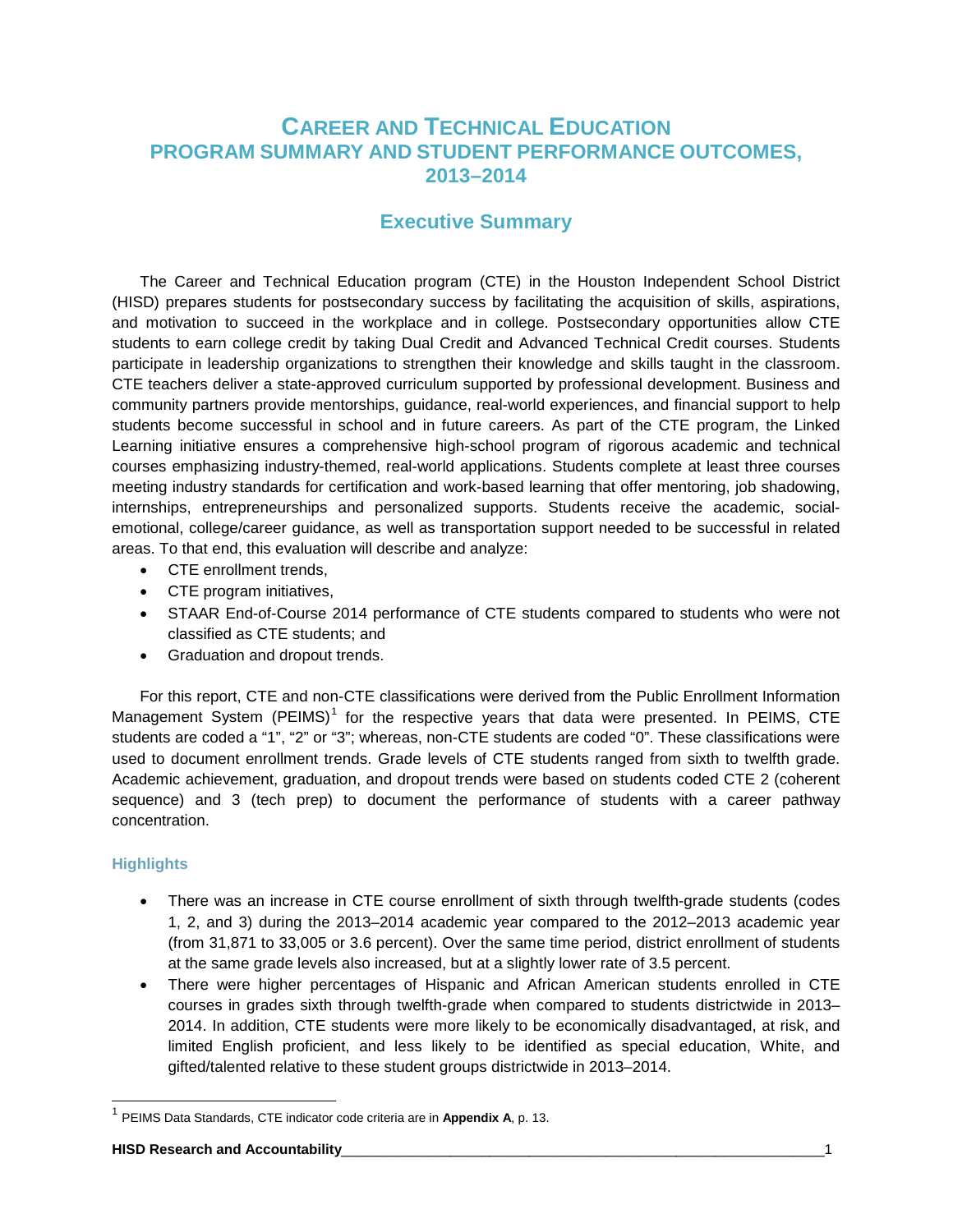# Career and Technical Education Program Summary and Student Performance Outcomes, 2013–2014

## Executive Summary

The Career and Technical Education program (CTE) in the Houston Independent School District (HISD) prepares students for postsecondary success by facilitating the acquisition of skills, aspirations, and motivation to succeed in the workplace and in college. Postsecondary opportunities allow CTE students to earn college credit by taking Dual Credit and Advanced Technical Credit courses. Students participate in leadership organizations to strengthen their knowledge and skills taught in the classroom. CTE teachers deliver a state-approved curriculum supported by professional development. Business and community partners provide mentorships, guidance, real-world experiences, and financial support to help students become successful in school and in future careers. As part of the CTE program, the Linked Learning initiative ensures a comprehensive high-school program of rigorous academic and technical courses emphasizing industry-themed, real-world applications. Students complete at least three courses meeting industry standards for certification and work-based learning that offer mentoring, job shadowing, internships, entrepreneurships and personalized supports. Students receive the academic, social-emotional, college/career guidance, as well as transportation support needed to be successful in related areas. To that end, this evaluation will describe and analyze:

- CTE enrollment trends,
- CTE program initiatives,
- STAAR End-of-Course 2014 performance of CTE students compared to students who were not classified as CTE students; and
- Graduation and dropout trends.

For this report, CTE and non-CTE classifications were derived from the Public Enrollment Information Management System (PEIMS)[1] for the respective years that data were presented. In PEIMS, CTE students are coded a "1", "2" or "3"; whereas, non-CTE students are coded "0". These classifications were used to document enrollment trends. Grade levels of CTE students ranged from sixth to twelfth grade. Academic achievement, graduation, and dropout trends were based on students coded CTE 2 (coherent sequence) and 3 (tech prep) to document the performance of students with a career pathway concentration.

### Highlights

- There was an increase in CTE course enrollment of sixth through twelfth-grade students (codes 1, 2, and 3) during the 2013–2014 academic year compared to the 2012–2013 academic year (from 31,871 to 33,005 or 3.6 percent). Over the same time period, district enrollment of students at the same grade levels also increased, but at a slightly lower rate of 3.5 percent.
- There were higher percentages of Hispanic and African American students enrolled in CTE courses in grades sixth through twelfth-grade when compared to students districtwide in 2013–2014. In addition, CTE students were more likely to be economically disadvantaged, at risk, and limited English proficient, and less likely to be identified as special education, White, and gifted/talented relative to these student groups districtwide in 2013–2014.

[1] PEIMS Data Standards, CTE indicator code criteria are in **Appendix A**, p. 13.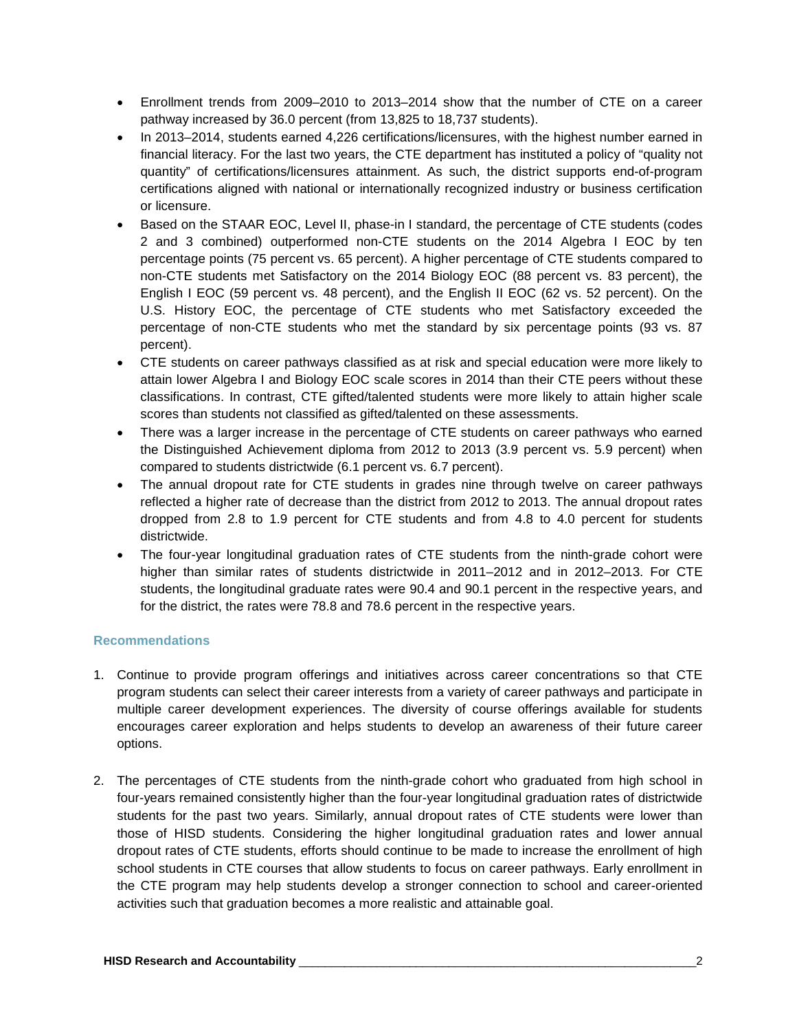- Enrollment trends from 2009–2010 to 2013–2014 show that the number of CTE on a career pathway increased by 36.0 percent (from 13,825 to 18,737 students).
- In 2013–2014, students earned 4,226 certifications/licensures, with the highest number earned in financial literacy. For the last two years, the CTE department has instituted a policy of "quality not quantity" of certifications/licensures attainment. As such, the district supports end-of-program certifications aligned with national or internationally recognized industry or business certification or licensure.
- Based on the STAAR EOC, Level II, phase-in I standard, the percentage of CTE students (codes 2 and 3 combined) outperformed non-CTE students on the 2014 Algebra I EOC by ten percentage points (75 percent vs. 65 percent). A higher percentage of CTE students compared to non-CTE students met Satisfactory on the 2014 Biology EOC (88 percent vs. 83 percent), the English I EOC (59 percent vs. 48 percent), and the English II EOC (62 vs. 52 percent). On the U.S. History EOC, the percentage of CTE students who met Satisfactory exceeded the percentage of non-CTE students who met the standard by six percentage points (93 vs. 87 percent).
- CTE students on career pathways classified as at risk and special education were more likely to attain lower Algebra I and Biology EOC scale scores in 2014 than their CTE peers without these classifications. In contrast, CTE gifted/talented students were more likely to attain higher scale scores than students not classified as gifted/talented on these assessments.
- There was a larger increase in the percentage of CTE students on career pathways who earned the Distinguished Achievement diploma from 2012 to 2013 (3.9 percent vs. 5.9 percent) when compared to students districtwide (6.1 percent vs. 6.7 percent).
- The annual dropout rate for CTE students in grades nine through twelve on career pathways reflected a higher rate of decrease than the district from 2012 to 2013. The annual dropout rates dropped from 2.8 to 1.9 percent for CTE students and from 4.8 to 4.0 percent for students districtwide.
- The four-year longitudinal graduation rates of CTE students from the ninth-grade cohort were higher than similar rates of students districtwide in 2011–2012 and in 2012–2013. For CTE students, the longitudinal graduate rates were 90.4 and 90.1 percent in the respective years, and for the district, the rates were 78.8 and 78.6 percent in the respective years.

### Recommendations

1. Continue to provide program offerings and initiatives across career concentrations so that CTE program students can select their career interests from a variety of career pathways and participate in multiple career development experiences. The diversity of course offerings available for students encourages career exploration and helps students to develop an awareness of their future career options.

2. The percentages of CTE students from the ninth-grade cohort who graduated from high school in four-years remained consistently higher than the four-year longitudinal graduation rates of districtwide students for the past two years. Similarly, annual dropout rates of CTE students were lower than those of HISD students. Considering the higher longitudinal graduation rates and lower annual dropout rates of CTE students, efforts should continue to be made to increase the enrollment of high school students in CTE courses that allow students to focus on career pathways. Early enrollment in the CTE program may help students develop a stronger connection to school and career-oriented activities such that graduation becomes a more realistic and attainable goal.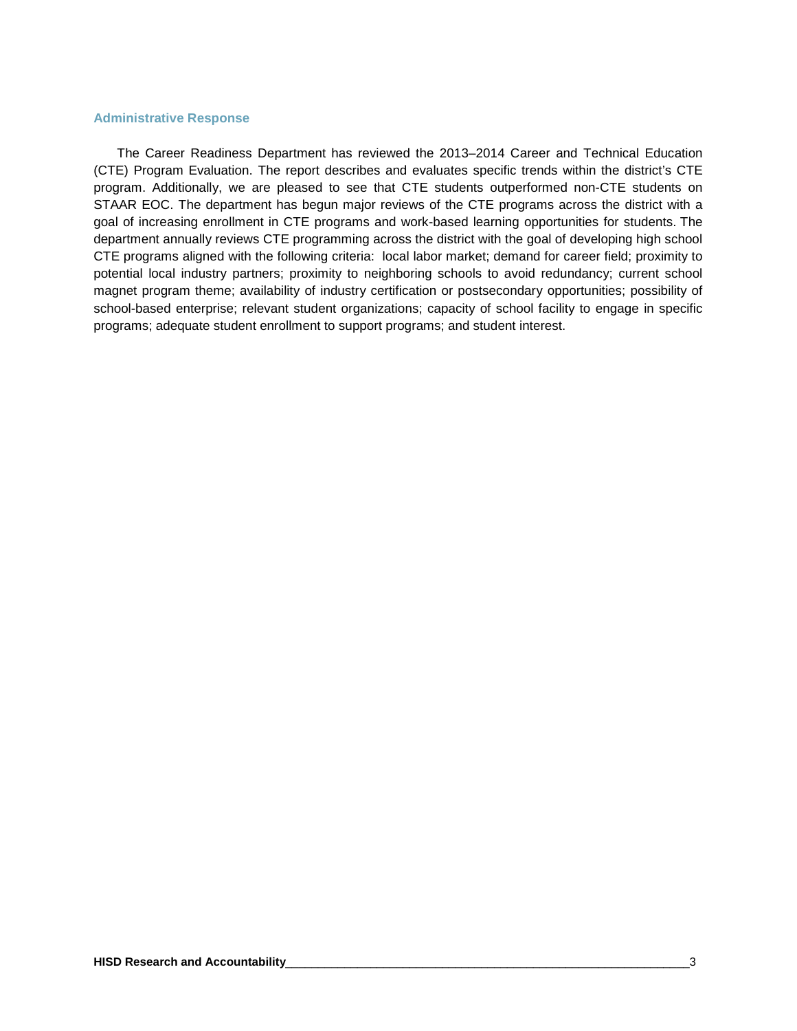## Administrative Response

The Career Readiness Department has reviewed the 2013–2014 Career and Technical Education (CTE) Program Evaluation. The report describes and evaluates specific trends within the district's CTE program. Additionally, we are pleased to see that CTE students outperformed non-CTE students on STAAR EOC. The department has begun major reviews of the CTE programs across the district with a goal of increasing enrollment in CTE programs and work-based learning opportunities for students. The department annually reviews CTE programming across the district with the goal of developing high school CTE programs aligned with the following criteria: local labor market; demand for career field; proximity to potential local industry partners; proximity to neighboring schools to avoid redundancy; current school magnet program theme; availability of industry certification or postsecondary opportunities; possibility of school-based enterprise; relevant student organizations; capacity of school facility to engage in specific programs; adequate student enrollment to support programs; and student interest.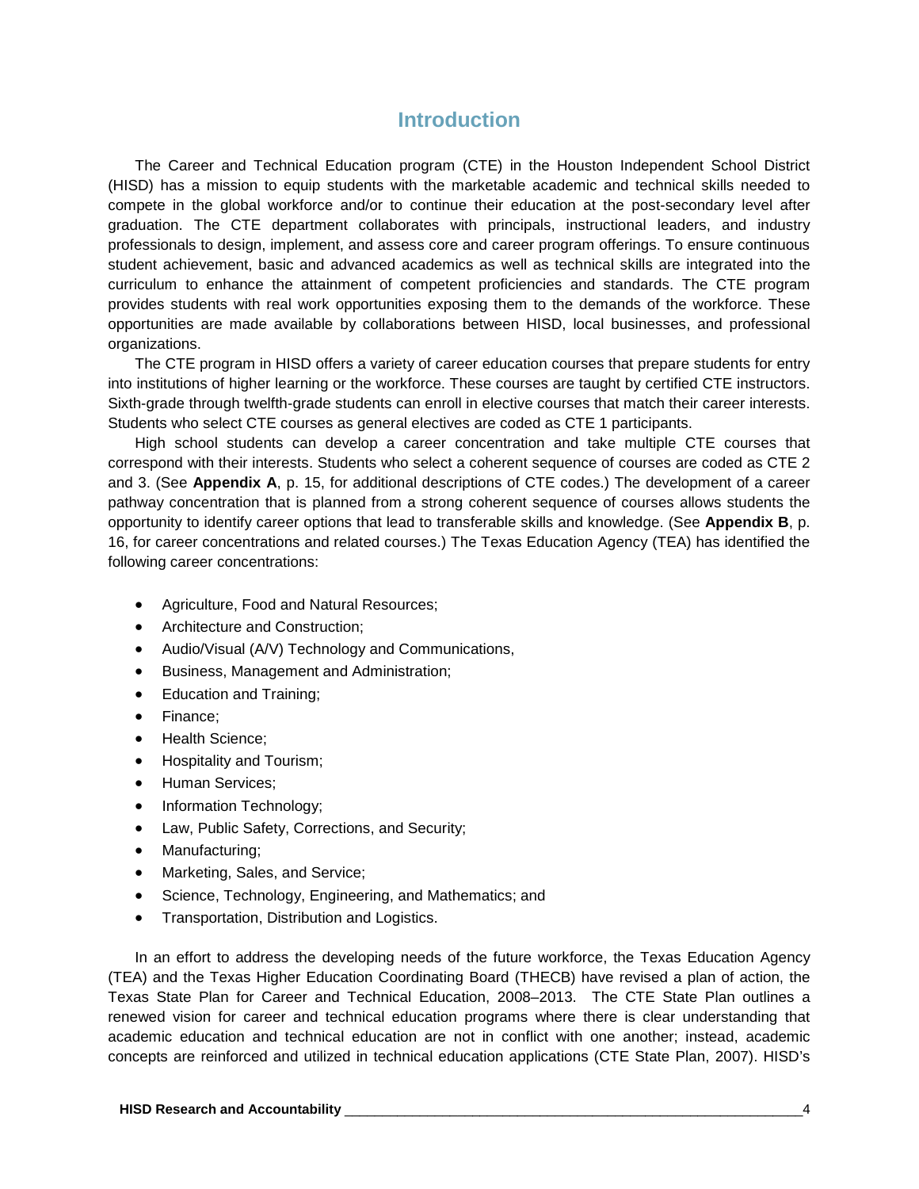# Introduction

The Career and Technical Education program (CTE) in the Houston Independent School District (HISD) has a mission to equip students with the marketable academic and technical skills needed to compete in the global workforce and/or to continue their education at the post-secondary level after graduation. The CTE department collaborates with principals, instructional leaders, and industry professionals to design, implement, and assess core and career program offerings. To ensure continuous student achievement, basic and advanced academics as well as technical skills are integrated into the curriculum to enhance the attainment of competent proficiencies and standards. The CTE program provides students with real work opportunities exposing them to the demands of the workforce. These opportunities are made available by collaborations between HISD, local businesses, and professional organizations.

The CTE program in HISD offers a variety of career education courses that prepare students for entry into institutions of higher learning or the workforce. These courses are taught by certified CTE instructors. Sixth-grade through twelfth-grade students can enroll in elective courses that match their career interests. Students who select CTE courses as general electives are coded as CTE 1 participants.

High school students can develop a career concentration and take multiple CTE courses that correspond with their interests. Students who select a coherent sequence of courses are coded as CTE 2 and 3. (See **Appendix A**, p. 15, for additional descriptions of CTE codes.) The development of a career pathway concentration that is planned from a strong coherent sequence of courses allows students the opportunity to identify career options that lead to transferable skills and knowledge. (See **Appendix B**, p. 16, for career concentrations and related courses.) The Texas Education Agency (TEA) has identified the following career concentrations:

- Agriculture, Food and Natural Resources;
- Architecture and Construction;
- Audio/Visual (A/V) Technology and Communications,
- Business, Management and Administration;
- Education and Training;
- Finance;
- Health Science;
- Hospitality and Tourism;
- Human Services;
- Information Technology;
- Law, Public Safety, Corrections, and Security;
- Manufacturing;
- Marketing, Sales, and Service;
- Science, Technology, Engineering, and Mathematics; and
- Transportation, Distribution and Logistics.

In an effort to address the developing needs of the future workforce, the Texas Education Agency (TEA) and the Texas Higher Education Coordinating Board (THECB) have revised a plan of action, the Texas State Plan for Career and Technical Education, 2008–2013. The CTE State Plan outlines a renewed vision for career and technical education programs where there is clear understanding that academic education and technical education are not in conflict with one another; instead, academic concepts are reinforced and utilized in technical education applications (CTE State Plan, 2007). HISD's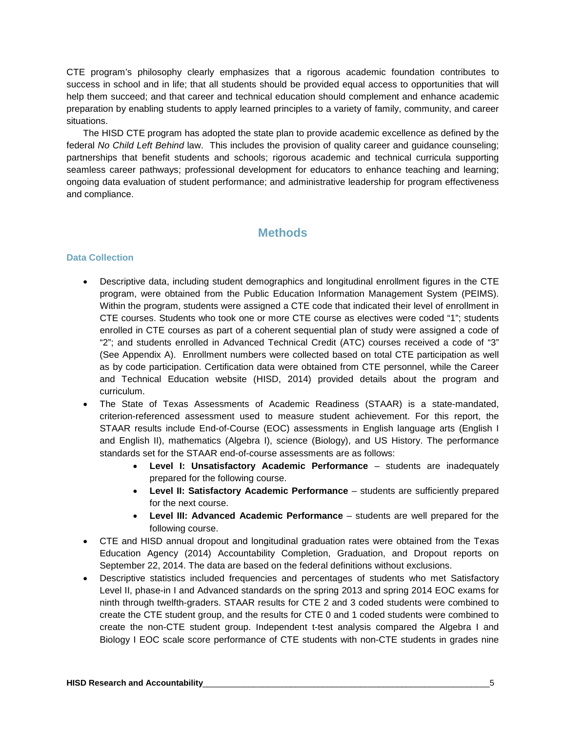CTE program's philosophy clearly emphasizes that a rigorous academic foundation contributes to success in school and in life; that all students should be provided equal access to opportunities that will help them succeed; and that career and technical education should complement and enhance academic preparation by enabling students to apply learned principles to a variety of family, community, and career situations.

The HISD CTE program has adopted the state plan to provide academic excellence as defined by the federal *No Child Left Behind* law. This includes the provision of quality career and guidance counseling; partnerships that benefit students and schools; rigorous academic and technical curricula supporting seamless career pathways; professional development for educators to enhance teaching and learning; ongoing data evaluation of student performance; and administrative leadership for program effectiveness and compliance.

## Methods

### Data Collection

- Descriptive data, including student demographics and longitudinal enrollment figures in the CTE program, were obtained from the Public Education Information Management System (PEIMS). Within the program, students were assigned a CTE code that indicated their level of enrollment in CTE courses. Students who took one or more CTE course as electives were coded "1"; students enrolled in CTE courses as part of a coherent sequential plan of study were assigned a code of "2"; and students enrolled in Advanced Technical Credit (ATC) courses received a code of "3" (See Appendix A). Enrollment numbers were collected based on total CTE participation as well as by code participation. Certification data were obtained from CTE personnel, while the Career and Technical Education website (HISD, 2014) provided details about the program and curriculum.
- The State of Texas Assessments of Academic Readiness (STAAR) is a state-mandated, criterion-referenced assessment used to measure student achievement. For this report, the STAAR results include End-of-Course (EOC) assessments in English language arts (English I and English II), mathematics (Algebra I), science (Biology), and US History. The performance standards set for the STAAR end-of-course assessments are as follows:
  - **Level I: Unsatisfactory Academic Performance** – students are inadequately prepared for the following course.
  - **Level II: Satisfactory Academic Performance** – students are sufficiently prepared for the next course.
  - **Level III: Advanced Academic Performance** – students are well prepared for the following course.
- CTE and HISD annual dropout and longitudinal graduation rates were obtained from the Texas Education Agency (2014) Accountability Completion, Graduation, and Dropout reports on September 22, 2014. The data are based on the federal definitions without exclusions.
- Descriptive statistics included frequencies and percentages of students who met Satisfactory Level II, phase-in I and Advanced standards on the spring 2013 and spring 2014 EOC exams for ninth through twelfth-graders. STAAR results for CTE 2 and 3 coded students were combined to create the CTE student group, and the results for CTE 0 and 1 coded students were combined to create the non-CTE student group. Independent t-test analysis compared the Algebra I and Biology I EOC scale score performance of CTE students with non-CTE students in grades nine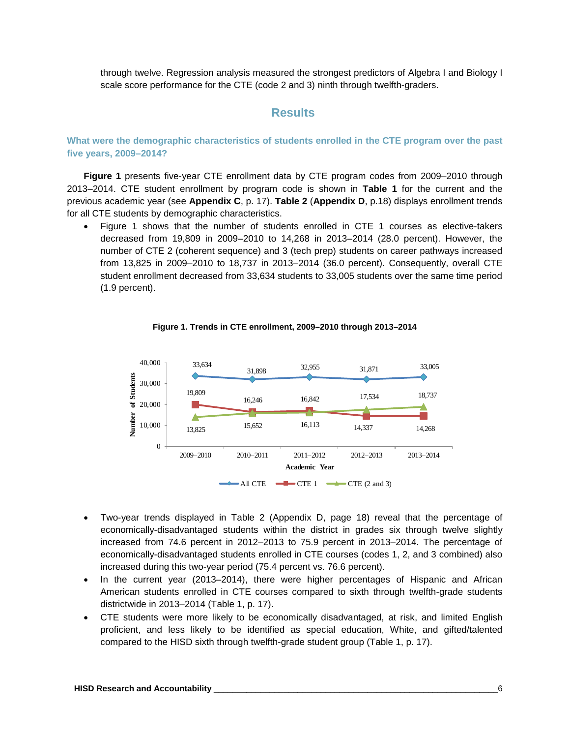through twelve. Regression analysis measured the strongest predictors of Algebra I and Biology I scale score performance for the CTE (code 2 and 3) ninth through twelfth-graders.

## Results

### What were the demographic characteristics of students enrolled in the CTE program over the past five years, 2009–2014?

**Figure 1** presents five-year CTE enrollment data by CTE program codes from 2009–2010 through 2013–2014. CTE student enrollment by program code is shown in **Table 1** for the current and the previous academic year (see **Appendix C**, p. 17). **Table 2** (**Appendix D**, p.18) displays enrollment trends for all CTE students by demographic characteristics.

- Figure 1 shows that the number of students enrolled in CTE 1 courses as elective-takers decreased from 19,809 in 2009–2010 to 14,268 in 2013–2014 (28.0 percent). However, the number of CTE 2 (coherent sequence) and 3 (tech prep) students on career pathways increased from 13,825 in 2009–2010 to 18,737 in 2013–2014 (36.0 percent). Consequently, overall CTE student enrollment decreased from 33,634 students to 33,005 students over the same time period (1.9 percent).

**Figure 1. Trends in CTE enrollment, 2009–2010 through 2013–2014**

| Academic Year | All CTE | CTE 1 | CTE (2 and 3) |
|---|---|---|---|
| 2009–2010 | 33,634 | 19,809 | 13,825 |
| 2010–2011 | 31,898 | 16,246 | 15,652 |
| 2011–2012 | 32,955 | 16,842 | 16,113 |
| 2012–2013 | 31,871 | 14,337 | 17,534 |
| 2013–2014 | 33,005 | 14,268 | 18,737 |

- Two-year trends displayed in Table 2 (Appendix D, page 18) reveal that the percentage of economically-disadvantaged students within the district in grades six through twelve slightly increased from 74.6 percent in 2012–2013 to 75.9 percent in 2013–2014. The percentage of economically-disadvantaged students enrolled in CTE courses (codes 1, 2, and 3 combined) also increased during this two-year period (75.4 percent vs. 76.6 percent).
- In the current year (2013–2014), there were higher percentages of Hispanic and African American students enrolled in CTE courses compared to sixth through twelfth-grade students districtwide in 2013–2014 (Table 1, p. 17).
- CTE students were more likely to be economically disadvantaged, at risk, and limited English proficient, and less likely to be identified as special education, White, and gifted/talented compared to the HISD sixth through twelfth-grade student group (Table 1, p. 17).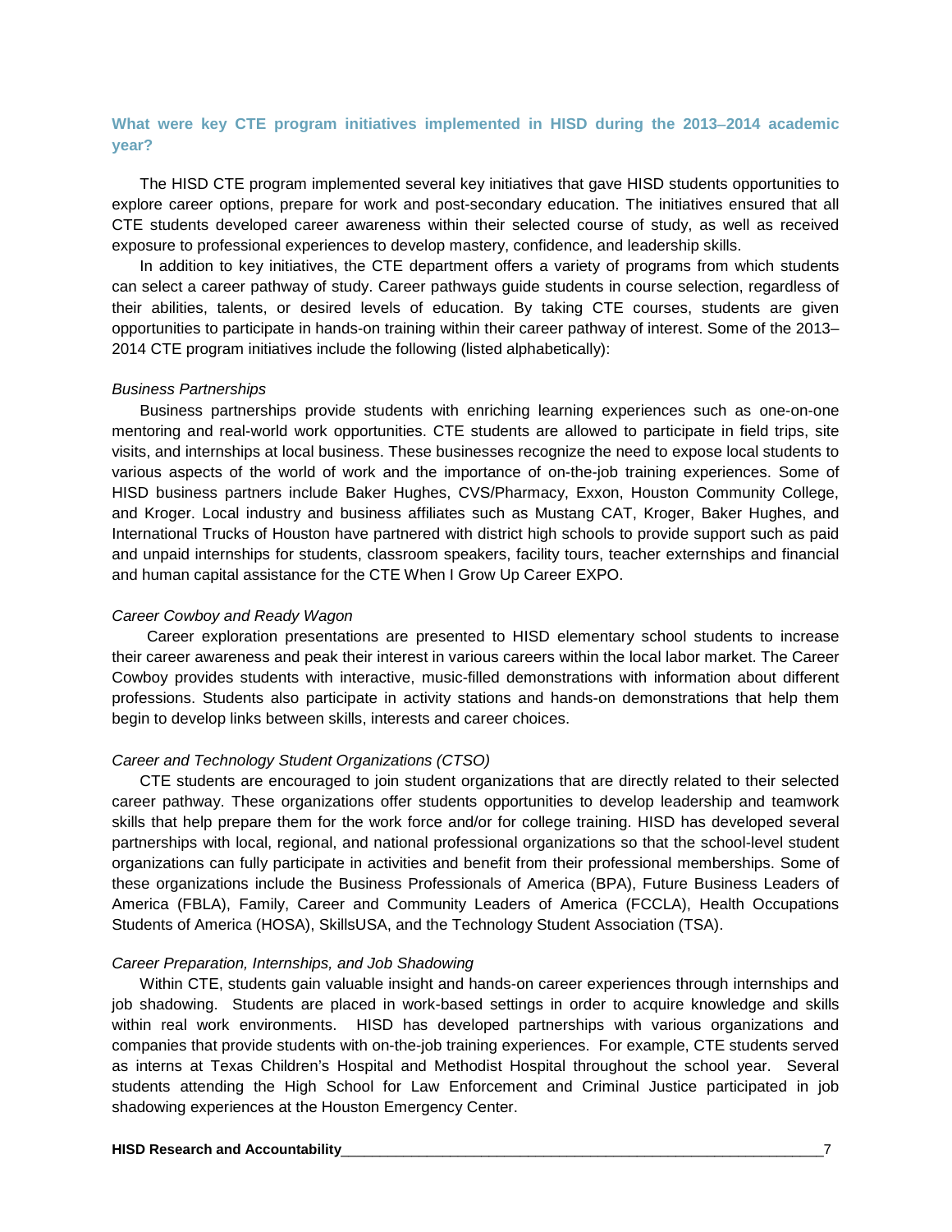## What were key CTE program initiatives implemented in HISD during the 2013–2014 academic year?

The HISD CTE program implemented several key initiatives that gave HISD students opportunities to explore career options, prepare for work and post-secondary education. The initiatives ensured that all CTE students developed career awareness within their selected course of study, as well as received exposure to professional experiences to develop mastery, confidence, and leadership skills.

In addition to key initiatives, the CTE department offers a variety of programs from which students can select a career pathway of study. Career pathways guide students in course selection, regardless of their abilities, talents, or desired levels of education. By taking CTE courses, students are given opportunities to participate in hands-on training within their career pathway of interest. Some of the 2013–2014 CTE program initiatives include the following (listed alphabetically):

*Business Partnerships*

Business partnerships provide students with enriching learning experiences such as one-on-one mentoring and real-world work opportunities. CTE students are allowed to participate in field trips, site visits, and internships at local business. These businesses recognize the need to expose local students to various aspects of the world of work and the importance of on-the-job training experiences. Some of HISD business partners include Baker Hughes, CVS/Pharmacy, Exxon, Houston Community College, and Kroger. Local industry and business affiliates such as Mustang CAT, Kroger, Baker Hughes, and International Trucks of Houston have partnered with district high schools to provide support such as paid and unpaid internships for students, classroom speakers, facility tours, teacher externships and financial and human capital assistance for the CTE When I Grow Up Career EXPO.

*Career Cowboy and Ready Wagon*

Career exploration presentations are presented to HISD elementary school students to increase their career awareness and peak their interest in various careers within the local labor market. The Career Cowboy provides students with interactive, music-filled demonstrations with information about different professions. Students also participate in activity stations and hands-on demonstrations that help them begin to develop links between skills, interests and career choices.

*Career and Technology Student Organizations (CTSO)*

CTE students are encouraged to join student organizations that are directly related to their selected career pathway. These organizations offer students opportunities to develop leadership and teamwork skills that help prepare them for the work force and/or for college training. HISD has developed several partnerships with local, regional, and national professional organizations so that the school-level student organizations can fully participate in activities and benefit from their professional memberships. Some of these organizations include the Business Professionals of America (BPA), Future Business Leaders of America (FBLA), Family, Career and Community Leaders of America (FCCLA), Health Occupations Students of America (HOSA), SkillsUSA, and the Technology Student Association (TSA).

*Career Preparation, Internships, and Job Shadowing*

Within CTE, students gain valuable insight and hands-on career experiences through internships and job shadowing. Students are placed in work-based settings in order to acquire knowledge and skills within real work environments. HISD has developed partnerships with various organizations and companies that provide students with on-the-job training experiences. For example, CTE students served as interns at Texas Children's Hospital and Methodist Hospital throughout the school year. Several students attending the High School for Law Enforcement and Criminal Justice participated in job shadowing experiences at the Houston Emergency Center.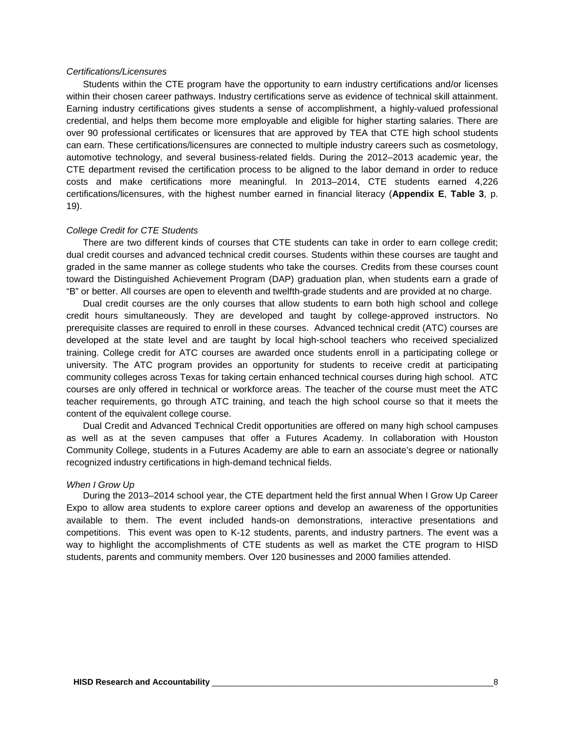*Certifications/Licensures*

Students within the CTE program have the opportunity to earn industry certifications and/or licenses within their chosen career pathways. Industry certifications serve as evidence of technical skill attainment. Earning industry certifications gives students a sense of accomplishment, a highly-valued professional credential, and helps them become more employable and eligible for higher starting salaries. There are over 90 professional certificates or licensures that are approved by TEA that CTE high school students can earn. These certifications/licensures are connected to multiple industry careers such as cosmetology, automotive technology, and several business-related fields. During the 2012–2013 academic year, the CTE department revised the certification process to be aligned to the labor demand in order to reduce costs and make certifications more meaningful. In 2013–2014, CTE students earned 4,226 certifications/licensures, with the highest number earned in financial literacy (**Appendix E**, **Table 3**, p. 19).

*College Credit for CTE Students*

There are two different kinds of courses that CTE students can take in order to earn college credit; dual credit courses and advanced technical credit courses. Students within these courses are taught and graded in the same manner as college students who take the courses. Credits from these courses count toward the Distinguished Achievement Program (DAP) graduation plan, when students earn a grade of "B" or better. All courses are open to eleventh and twelfth-grade students and are provided at no charge.

Dual credit courses are the only courses that allow students to earn both high school and college credit hours simultaneously. They are developed and taught by college-approved instructors. No prerequisite classes are required to enroll in these courses. Advanced technical credit (ATC) courses are developed at the state level and are taught by local high-school teachers who received specialized training. College credit for ATC courses are awarded once students enroll in a participating college or university. The ATC program provides an opportunity for students to receive credit at participating community colleges across Texas for taking certain enhanced technical courses during high school. ATC courses are only offered in technical or workforce areas. The teacher of the course must meet the ATC teacher requirements, go through ATC training, and teach the high school course so that it meets the content of the equivalent college course.

Dual Credit and Advanced Technical Credit opportunities are offered on many high school campuses as well as at the seven campuses that offer a Futures Academy. In collaboration with Houston Community College, students in a Futures Academy are able to earn an associate's degree or nationally recognized industry certifications in high-demand technical fields.

*When I Grow Up*

During the 2013–2014 school year, the CTE department held the first annual When I Grow Up Career Expo to allow area students to explore career options and develop an awareness of the opportunities available to them. The event included hands-on demonstrations, interactive presentations and competitions. This event was open to K-12 students, parents, and industry partners. The event was a way to highlight the accomplishments of CTE students as well as market the CTE program to HISD students, parents and community members. Over 120 businesses and 2000 families attended.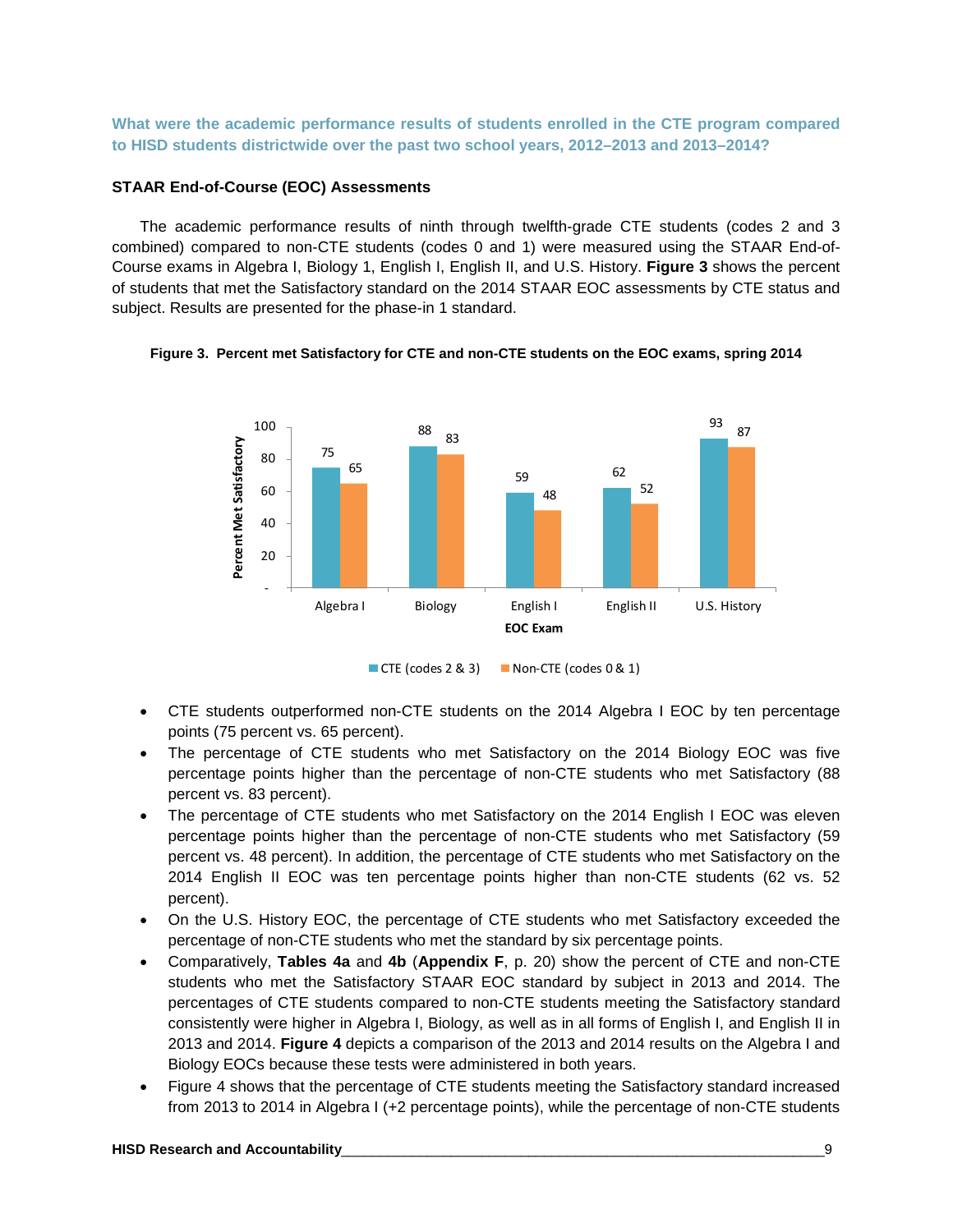### What were the academic performance results of students enrolled in the CTE program compared to HISD students districtwide over the past two school years, 2012–2013 and 2013–2014?

**STAAR End-of-Course (EOC) Assessments**

The academic performance results of ninth through twelfth-grade CTE students (codes 2 and 3 combined) compared to non-CTE students (codes 0 and 1) were measured using the STAAR End-of-Course exams in Algebra I, Biology 1, English I, English II, and U.S. History. **Figure 3** shows the percent of students that met the Satisfactory standard on the 2014 STAAR EOC assessments by CTE status and subject. Results are presented for the phase-in 1 standard.

**Figure 3. Percent met Satisfactory for CTE and non-CTE students on the EOC exams, spring 2014**

| EOC Exam | CTE (codes 2 & 3) | Non-CTE (codes 0 & 1) |
|---|---|---|
| Algebra I | 75 | 65 |
| Biology | 88 | 83 |
| English I | 59 | 48 |
| English II | 62 | 52 |
| U.S. History | 93 | 87 |

- CTE students outperformed non-CTE students on the 2014 Algebra I EOC by ten percentage points (75 percent vs. 65 percent).
- The percentage of CTE students who met Satisfactory on the 2014 Biology EOC was five percentage points higher than the percentage of non-CTE students who met Satisfactory (88 percent vs. 83 percent).
- The percentage of CTE students who met Satisfactory on the 2014 English I EOC was eleven percentage points higher than the percentage of non-CTE students who met Satisfactory (59 percent vs. 48 percent). In addition, the percentage of CTE students who met Satisfactory on the 2014 English II EOC was ten percentage points higher than non-CTE students (62 vs. 52 percent).
- On the U.S. History EOC, the percentage of CTE students who met Satisfactory exceeded the percentage of non-CTE students who met the standard by six percentage points.
- Comparatively, **Tables 4a** and **4b** (**Appendix F**, p. 20) show the percent of CTE and non-CTE students who met the Satisfactory STAAR EOC standard by subject in 2013 and 2014. The percentages of CTE students compared to non-CTE students meeting the Satisfactory standard consistently were higher in Algebra I, Biology, as well as in all forms of English I, and English II in 2013 and 2014. **Figure 4** depicts a comparison of the 2013 and 2014 results on the Algebra I and Biology EOCs because these tests were administered in both years.
- Figure 4 shows that the percentage of CTE students meeting the Satisfactory standard increased from 2013 to 2014 in Algebra I (+2 percentage points), while the percentage of non-CTE students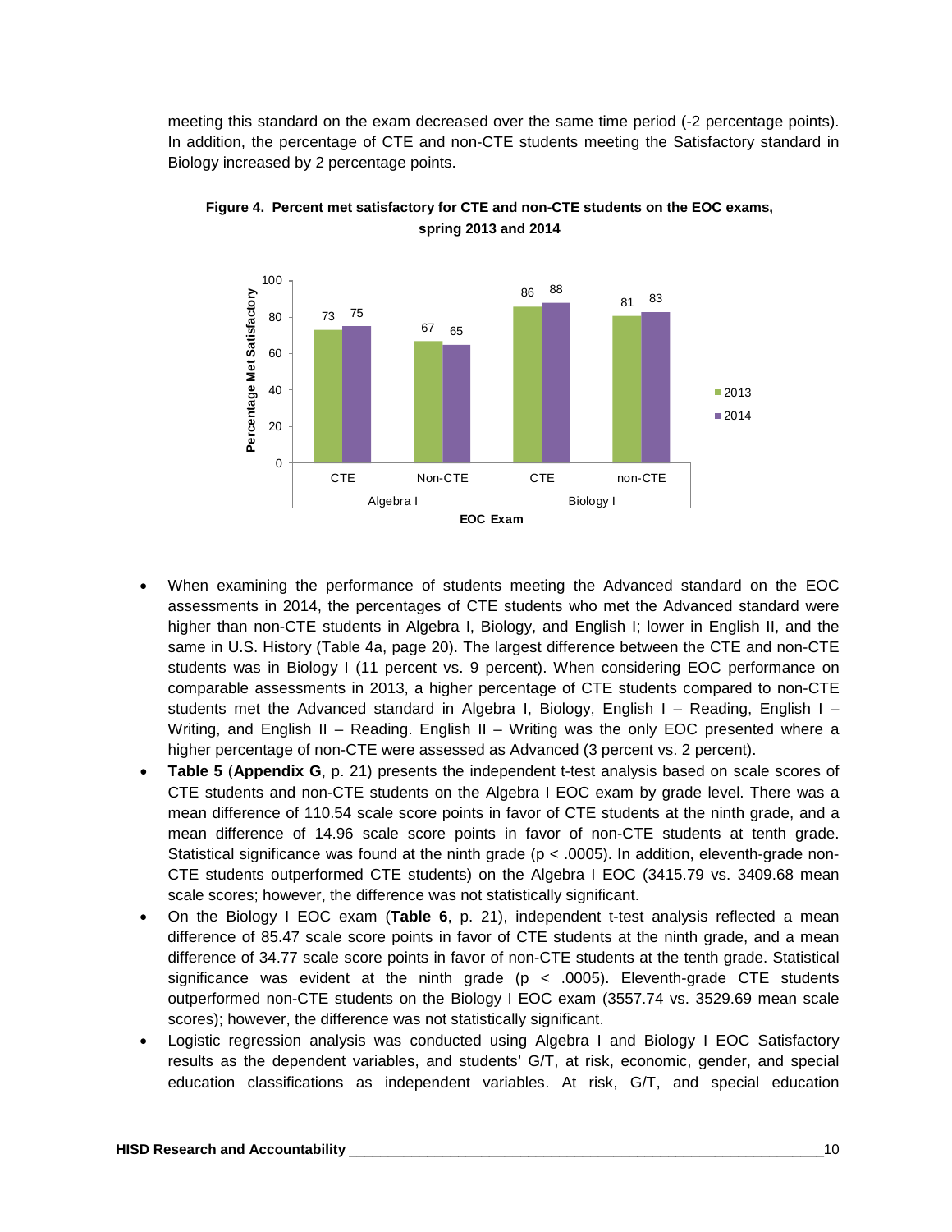meeting this standard on the exam decreased over the same time period (-2 percentage points). In addition, the percentage of CTE and non-CTE students meeting the Satisfactory standard in Biology increased by 2 percentage points.

**Figure 4. Percent met satisfactory for CTE and non-CTE students on the EOC exams, spring 2013 and 2014**

| EOC Exam | | 2013 | 2014 |
|---|---|---|---|
| Algebra I | CTE | 73 | 75 |
| Algebra I | Non-CTE | 67 | 65 |
| Biology I | CTE | 86 | 88 |
| Biology I | non-CTE | 81 | 83 |

- When examining the performance of students meeting the Advanced standard on the EOC assessments in 2014, the percentages of CTE students who met the Advanced standard were higher than non-CTE students in Algebra I, Biology, and English I; lower in English II, and the same in U.S. History (Table 4a, page 20). The largest difference between the CTE and non-CTE students was in Biology I (11 percent vs. 9 percent). When considering EOC performance on comparable assessments in 2013, a higher percentage of CTE students compared to non-CTE students met the Advanced standard in Algebra I, Biology, English I – Reading, English I – Writing, and English II – Reading. English II – Writing was the only EOC presented where a higher percentage of non-CTE were assessed as Advanced (3 percent vs. 2 percent).
- **Table 5** (**Appendix G**, p. 21) presents the independent t-test analysis based on scale scores of CTE students and non-CTE students on the Algebra I EOC exam by grade level. There was a mean difference of 110.54 scale score points in favor of CTE students at the ninth grade, and a mean difference of 14.96 scale score points in favor of non-CTE students at tenth grade. Statistical significance was found at the ninth grade ($p < .0005$). In addition, eleventh-grade non-CTE students outperformed CTE students) on the Algebra I EOC (3415.79 vs. 3409.68 mean scale scores; however, the difference was not statistically significant.
- On the Biology I EOC exam (**Table 6**, p. 21), independent t-test analysis reflected a mean difference of 85.47 scale score points in favor of CTE students at the ninth grade, and a mean difference of 34.77 scale score points in favor of non-CTE students at the tenth grade. Statistical significance was evident at the ninth grade ($p < .0005$). Eleventh-grade CTE students outperformed non-CTE students on the Biology I EOC exam (3557.74 vs. 3529.69 mean scale scores); however, the difference was not statistically significant.
- Logistic regression analysis was conducted using Algebra I and Biology I EOC Satisfactory results as the dependent variables, and students' G/T, at risk, economic, gender, and special education classifications as independent variables. At risk, G/T, and special education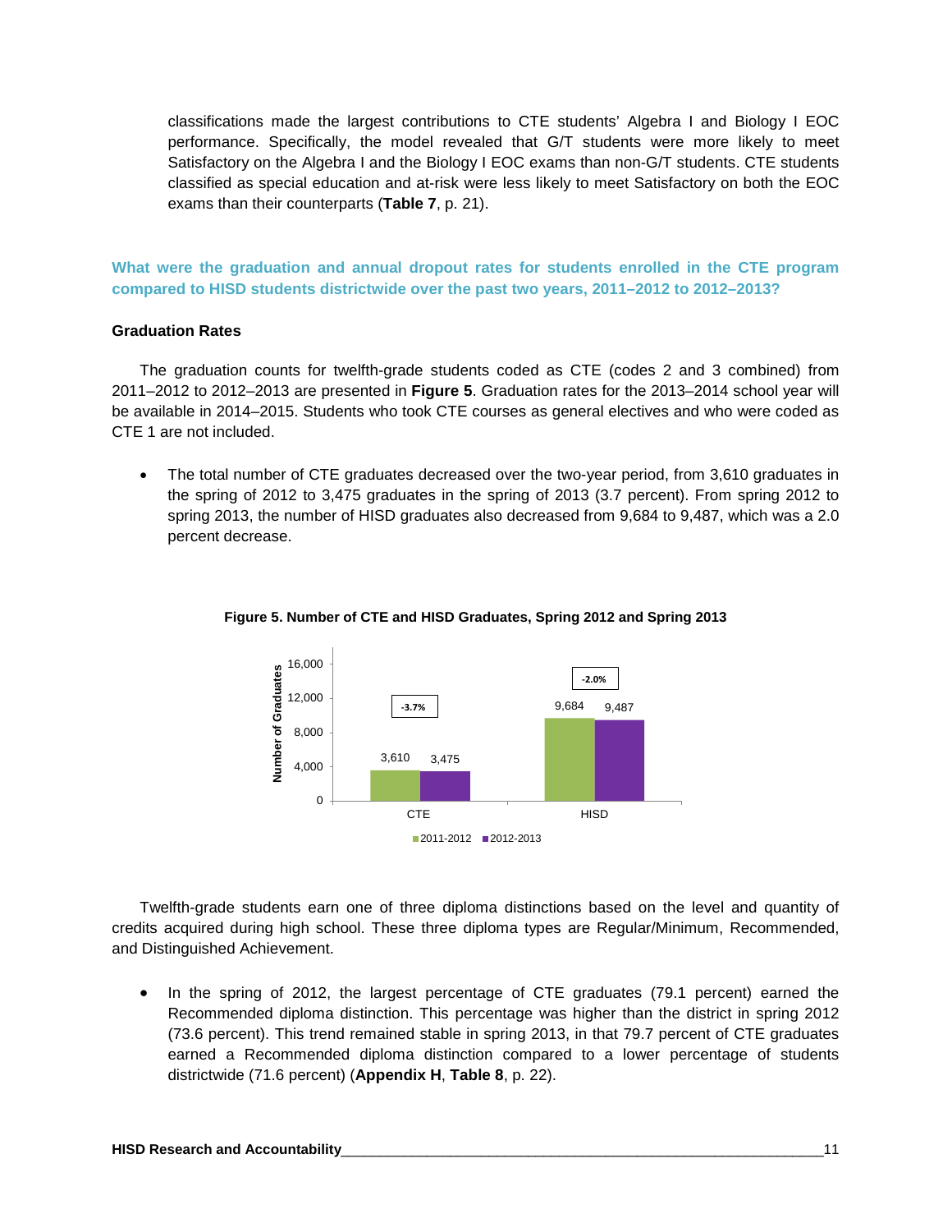classifications made the largest contributions to CTE students' Algebra I and Biology I EOC performance. Specifically, the model revealed that G/T students were more likely to meet Satisfactory on the Algebra I and the Biology I EOC exams than non-G/T students. CTE students classified as special education and at-risk were less likely to meet Satisfactory on both the EOC exams than their counterparts (**Table 7**, p. 21).

## What were the graduation and annual dropout rates for students enrolled in the CTE program compared to HISD students districtwide over the past two years, 2011–2012 to 2012–2013?

### Graduation Rates

The graduation counts for twelfth-grade students coded as CTE (codes 2 and 3 combined) from 2011–2012 to 2012–2013 are presented in **Figure 5**. Graduation rates for the 2013–2014 school year will be available in 2014–2015. Students who took CTE courses as general electives and who were coded as CTE 1 are not included.

- The total number of CTE graduates decreased over the two-year period, from 3,610 graduates in the spring of 2012 to 3,475 graduates in the spring of 2013 (3.7 percent). From spring 2012 to spring 2013, the number of HISD graduates also decreased from 9,684 to 9,487, which was a 2.0 percent decrease.

**Figure 5. Number of CTE and HISD Graduates, Spring 2012 and Spring 2013**

| | 2011-2012 | 2012-2013 | Change |
|---|---|---|---|
| CTE | 3,610 | 3,475 | -3.7% |
| HISD | 9,684 | 9,487 | -2.0% |

Twelfth-grade students earn one of three diploma distinctions based on the level and quantity of credits acquired during high school. These three diploma types are Regular/Minimum, Recommended, and Distinguished Achievement.

- In the spring of 2012, the largest percentage of CTE graduates (79.1 percent) earned the Recommended diploma distinction. This percentage was higher than the district in spring 2012 (73.6 percent). This trend remained stable in spring 2013, in that 79.7 percent of CTE graduates earned a Recommended diploma distinction compared to a lower percentage of students districtwide (71.6 percent) (**Appendix H**, **Table 8**, p. 22).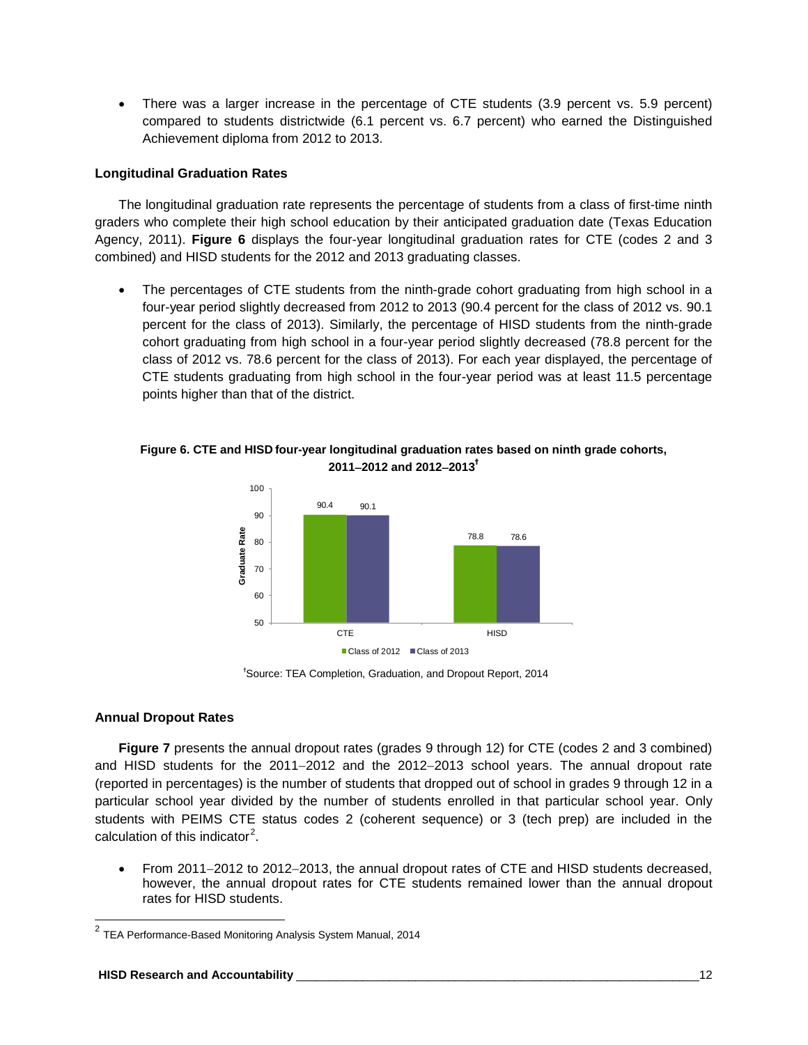- There was a larger increase in the percentage of CTE students (3.9 percent vs. 5.9 percent) compared to students districtwide (6.1 percent vs. 6.7 percent) who earned the Distinguished Achievement diploma from 2012 to 2013.

### Longitudinal Graduation Rates

The longitudinal graduation rate represents the percentage of students from a class of first-time ninth graders who complete their high school education by their anticipated graduation date (Texas Education Agency, 2011). **Figure 6** displays the four-year longitudinal graduation rates for CTE (codes 2 and 3 combined) and HISD students for the 2012 and 2013 graduating classes.

- The percentages of CTE students from the ninth-grade cohort graduating from high school in a four-year period slightly decreased from 2012 to 2013 (90.4 percent for the class of 2012 vs. 90.1 percent for the class of 2013). Similarly, the percentage of HISD students from the ninth-grade cohort graduating from high school in a four-year period slightly decreased (78.8 percent for the class of 2012 vs. 78.6 percent for the class of 2013). For each year displayed, the percentage of CTE students graduating from high school in the four-year period was at least 11.5 percentage points higher than that of the district.

**Figure 6. CTE and HISD four-year longitudinal graduation rates based on ninth grade cohorts, 2011–2012 and 2012–2013[†]**

| Graduate Rate | Class of 2012 | Class of 2013 |
|---|---|---|
| CTE | 90.4 | 90.1 |
| HISD | 78.8 | 78.6 |

[†]Source: TEA Completion, Graduation, and Dropout Report, 2014

### Annual Dropout Rates

**Figure 7** presents the annual dropout rates (grades 9 through 12) for CTE (codes 2 and 3 combined) and HISD students for the 2011–2012 and the 2012–2013 school years. The annual dropout rate (reported in percentages) is the number of students that dropped out of school in grades 9 through 12 in a particular school year divided by the number of students enrolled in that particular school year. Only students with PEIMS CTE status codes 2 (coherent sequence) or 3 (tech prep) are included in the calculation of this indicator[2].

- From 2011–2012 to 2012–2013, the annual dropout rates of CTE and HISD students decreased, however, the annual dropout rates for CTE students remained lower than the annual dropout rates for HISD students.

[2] TEA Performance-Based Monitoring Analysis System Manual, 2014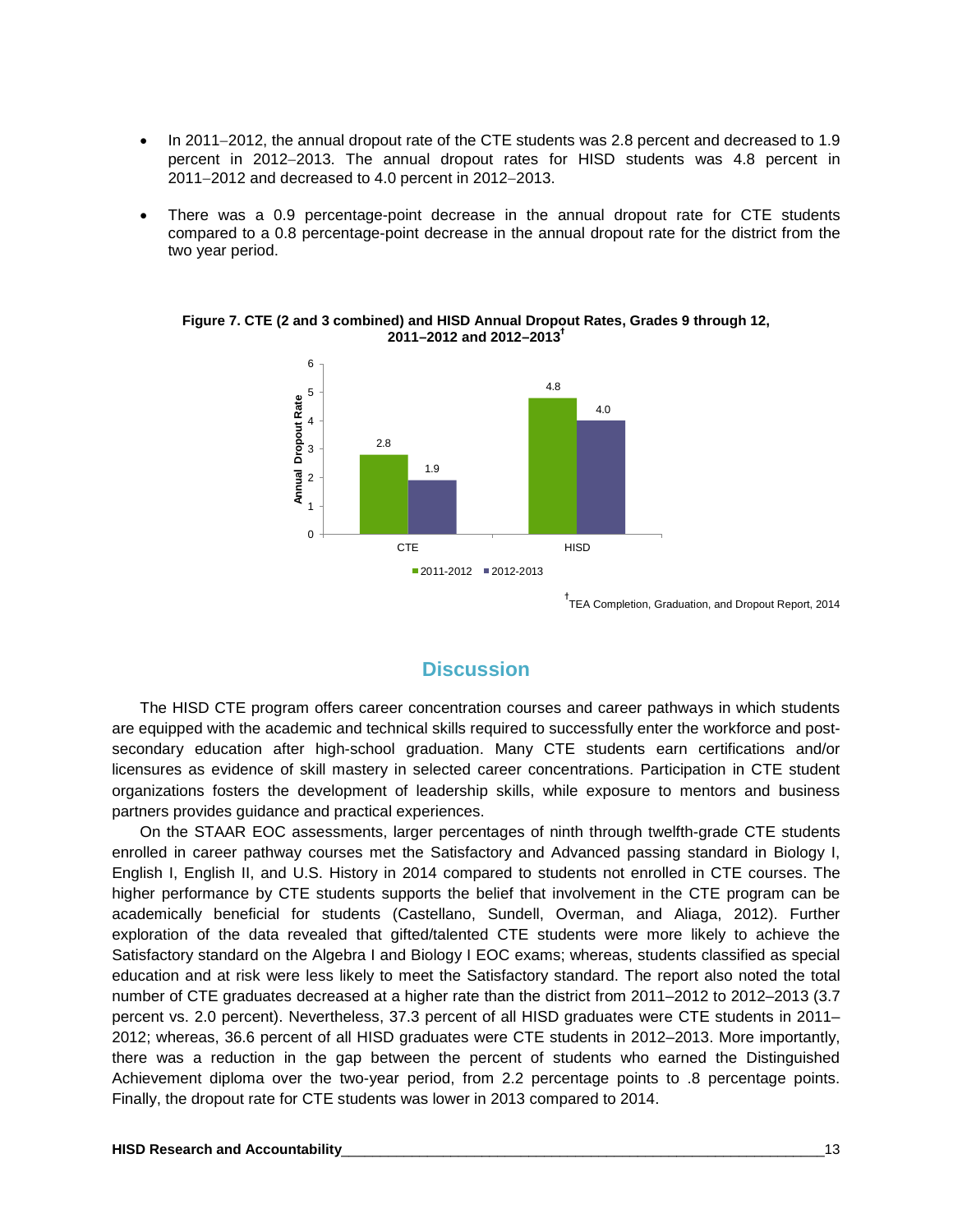- In 2011−2012, the annual dropout rate of the CTE students was 2.8 percent and decreased to 1.9 percent in 2012−2013. The annual dropout rates for HISD students was 4.8 percent in 2011−2012 and decreased to 4.0 percent in 2012−2013.

- There was a 0.9 percentage-point decrease in the annual dropout rate for CTE students compared to a 0.8 percentage-point decrease in the annual dropout rate for the district from the two year period.

**Figure 7. CTE (2 and 3 combined) and HISD Annual Dropout Rates, Grades 9 through 12, 2011–2012 and 2012–2013†**

| | 2011-2012 | 2012-2013 |
|---|---|---|
| CTE | 2.8 | 1.9 |
| HISD | 4.8 | 4.0 |

†TEA Completion, Graduation, and Dropout Report, 2014

## Discussion

The HISD CTE program offers career concentration courses and career pathways in which students are equipped with the academic and technical skills required to successfully enter the workforce and post-secondary education after high-school graduation. Many CTE students earn certifications and/or licensures as evidence of skill mastery in selected career concentrations. Participation in CTE student organizations fosters the development of leadership skills, while exposure to mentors and business partners provides guidance and practical experiences.

On the STAAR EOC assessments, larger percentages of ninth through twelfth-grade CTE students enrolled in career pathway courses met the Satisfactory and Advanced passing standard in Biology I, English I, English II, and U.S. History in 2014 compared to students not enrolled in CTE courses. The higher performance by CTE students supports the belief that involvement in the CTE program can be academically beneficial for students (Castellano, Sundell, Overman, and Aliaga, 2012). Further exploration of the data revealed that gifted/talented CTE students were more likely to achieve the Satisfactory standard on the Algebra I and Biology I EOC exams; whereas, students classified as special education and at risk were less likely to meet the Satisfactory standard. The report also noted the total number of CTE graduates decreased at a higher rate than the district from 2011–2012 to 2012–2013 (3.7 percent vs. 2.0 percent). Nevertheless, 37.3 percent of all HISD graduates were CTE students in 2011–2012; whereas, 36.6 percent of all HISD graduates were CTE students in 2012–2013. More importantly, there was a reduction in the gap between the percent of students who earned the Distinguished Achievement diploma over the two-year period, from 2.2 percentage points to .8 percentage points. Finally, the dropout rate for CTE students was lower in 2013 compared to 2014.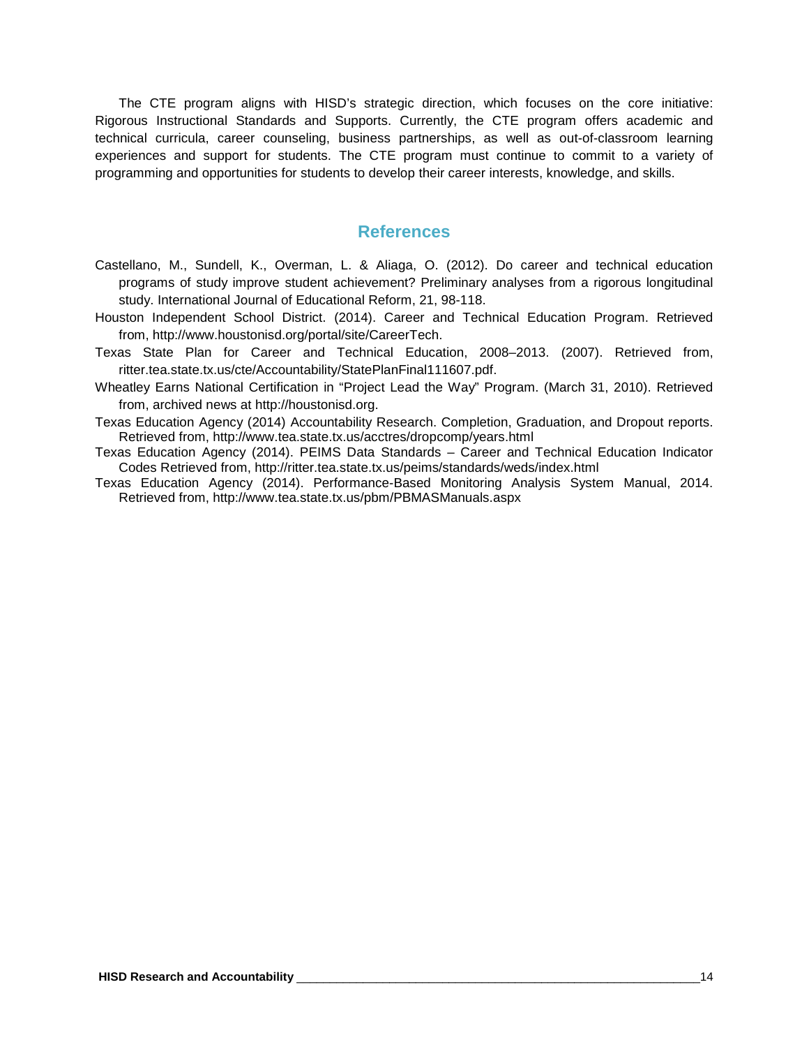The CTE program aligns with HISD's strategic direction, which focuses on the core initiative: Rigorous Instructional Standards and Supports. Currently, the CTE program offers academic and technical curricula, career counseling, business partnerships, as well as out-of-classroom learning experiences and support for students. The CTE program must continue to commit to a variety of programming and opportunities for students to develop their career interests, knowledge, and skills.

## References

Castellano, M., Sundell, K., Overman, L. & Aliaga, O. (2012). Do career and technical education programs of study improve student achievement? Preliminary analyses from a rigorous longitudinal study. International Journal of Educational Reform, 21, 98-118.

Houston Independent School District. (2014). Career and Technical Education Program. Retrieved from, http://www.houstonisd.org/portal/site/CareerTech.

Texas State Plan for Career and Technical Education, 2008–2013. (2007). Retrieved from, ritter.tea.state.tx.us/cte/Accountability/StatePlanFinal111607.pdf.

Wheatley Earns National Certification in "Project Lead the Way" Program. (March 31, 2010). Retrieved from, archived news at http://houstonisd.org.

Texas Education Agency (2014) Accountability Research. Completion, Graduation, and Dropout reports. Retrieved from, http://www.tea.state.tx.us/acctres/dropcomp/years.html

Texas Education Agency (2014). PEIMS Data Standards – Career and Technical Education Indicator Codes Retrieved from, http://ritter.tea.state.tx.us/peims/standards/weds/index.html

Texas Education Agency (2014). Performance-Based Monitoring Analysis System Manual, 2014. Retrieved from, http://www.tea.state.tx.us/pbm/PBMASManuals.aspx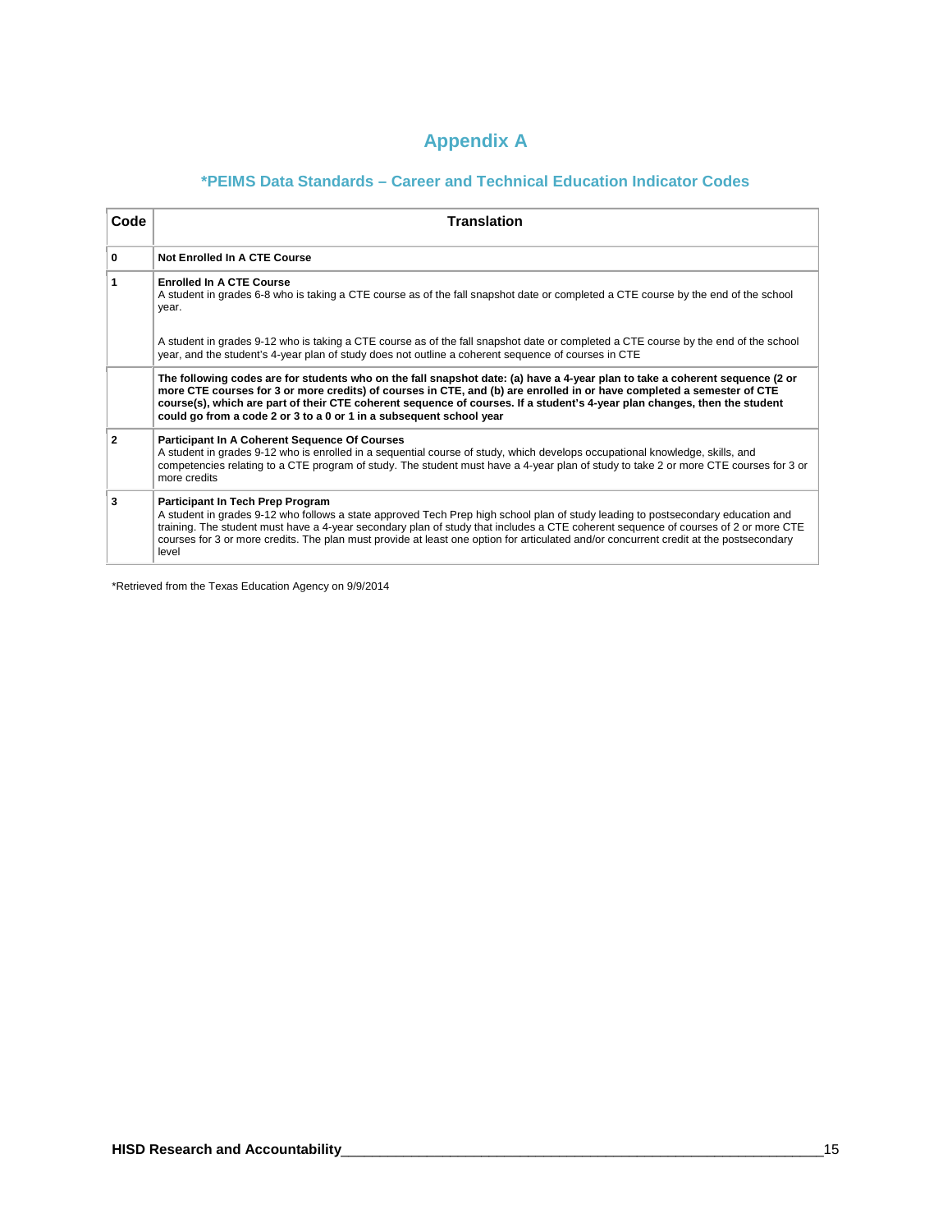# Appendix A

## *PEIMS Data Standards – Career and Technical Education Indicator Codes

| Code | Translation |
|---|---|
| 0 | **Not Enrolled In A CTE Course** |
| 1 | **Enrolled In A CTE Course**<br>A student in grades 6-8 who is taking a CTE course as of the fall snapshot date or completed a CTE course by the end of the school year.<br><br>A student in grades 9-12 who is taking a CTE course as of the fall snapshot date or completed a CTE course by the end of the school year, and the student's 4-year plan of study does not outline a coherent sequence of courses in CTE |
| | **The following codes are for students who on the fall snapshot date: (a) have a 4-year plan to take a coherent sequence (2 or more CTE courses for 3 or more credits) of courses in CTE, and (b) are enrolled in or have completed a semester of CTE course(s), which are part of their CTE coherent sequence of courses. If a student's 4-year plan changes, then the student could go from a code 2 or 3 to a 0 or 1 in a subsequent school year** |
| 2 | **Participant In A Coherent Sequence Of Courses**<br>A student in grades 9-12 who is enrolled in a sequential course of study, which develops occupational knowledge, skills, and competencies relating to a CTE program of study. The student must have a 4-year plan of study to take 2 or more CTE courses for 3 or more credits |
| 3 | **Participant In Tech Prep Program**<br>A student in grades 9-12 who follows a state approved Tech Prep high school plan of study leading to postsecondary education and training. The student must have a 4-year secondary plan of study that includes a CTE coherent sequence of courses of 2 or more CTE courses for 3 or more credits. The plan must provide at least one option for articulated and/or concurrent credit at the postsecondary level |

*Retrieved from the Texas Education Agency on 9/9/2014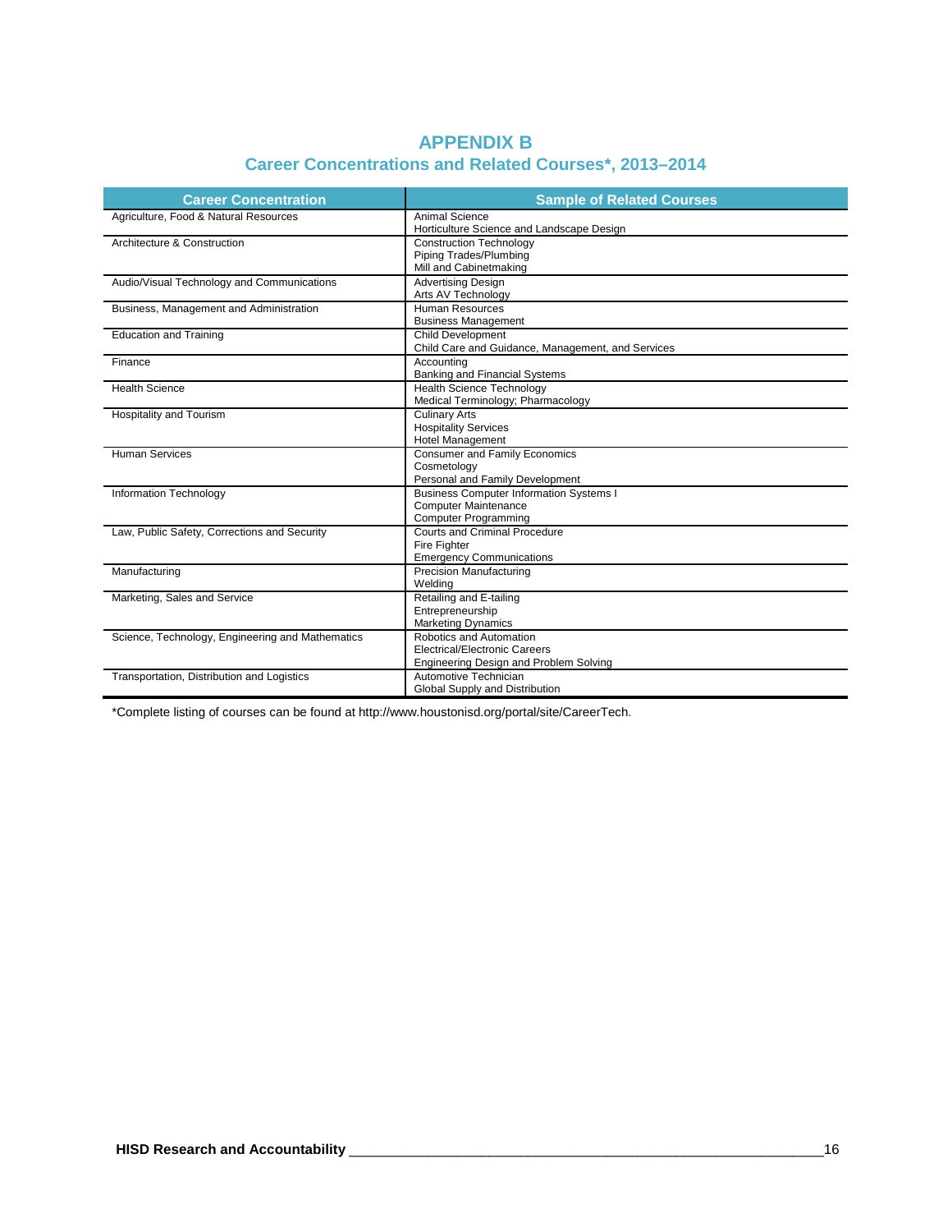# APPENDIX B

## Career Concentrations and Related Courses*, 2013–2014

| Career Concentration | Sample of Related Courses |
|---|---|
| Agriculture, Food & Natural Resources | Animal Science<br>Horticulture Science and Landscape Design |
| Architecture & Construction | Construction Technology<br>Piping Trades/Plumbing<br>Mill and Cabinetmaking |
| Audio/Visual Technology and Communications | Advertising Design<br>Arts AV Technology |
| Business, Management and Administration | Human Resources<br>Business Management |
| Education and Training | Child Development<br>Child Care and Guidance, Management, and Services |
| Finance | Accounting<br>Banking and Financial Systems |
| Health Science | Health Science Technology<br>Medical Terminology; Pharmacology |
| Hospitality and Tourism | Culinary Arts<br>Hospitality Services<br>Hotel Management |
| Human Services | Consumer and Family Economics<br>Cosmetology<br>Personal and Family Development |
| Information Technology | Business Computer Information Systems I<br>Computer Maintenance<br>Computer Programming |
| Law, Public Safety, Corrections and Security | Courts and Criminal Procedure<br>Fire Fighter<br>Emergency Communications |
| Manufacturing | Precision Manufacturing<br>Welding |
| Marketing, Sales and Service | Retailing and E-tailing<br>Entrepreneurship<br>Marketing Dynamics |
| Science, Technology, Engineering and Mathematics | Robotics and Automation<br>Electrical/Electronic Careers<br>Engineering Design and Problem Solving |
| Transportation, Distribution and Logistics | Automotive Technician<br>Global Supply and Distribution |

*Complete listing of courses can be found at http://www.houstonisd.org/portal/site/CareerTech.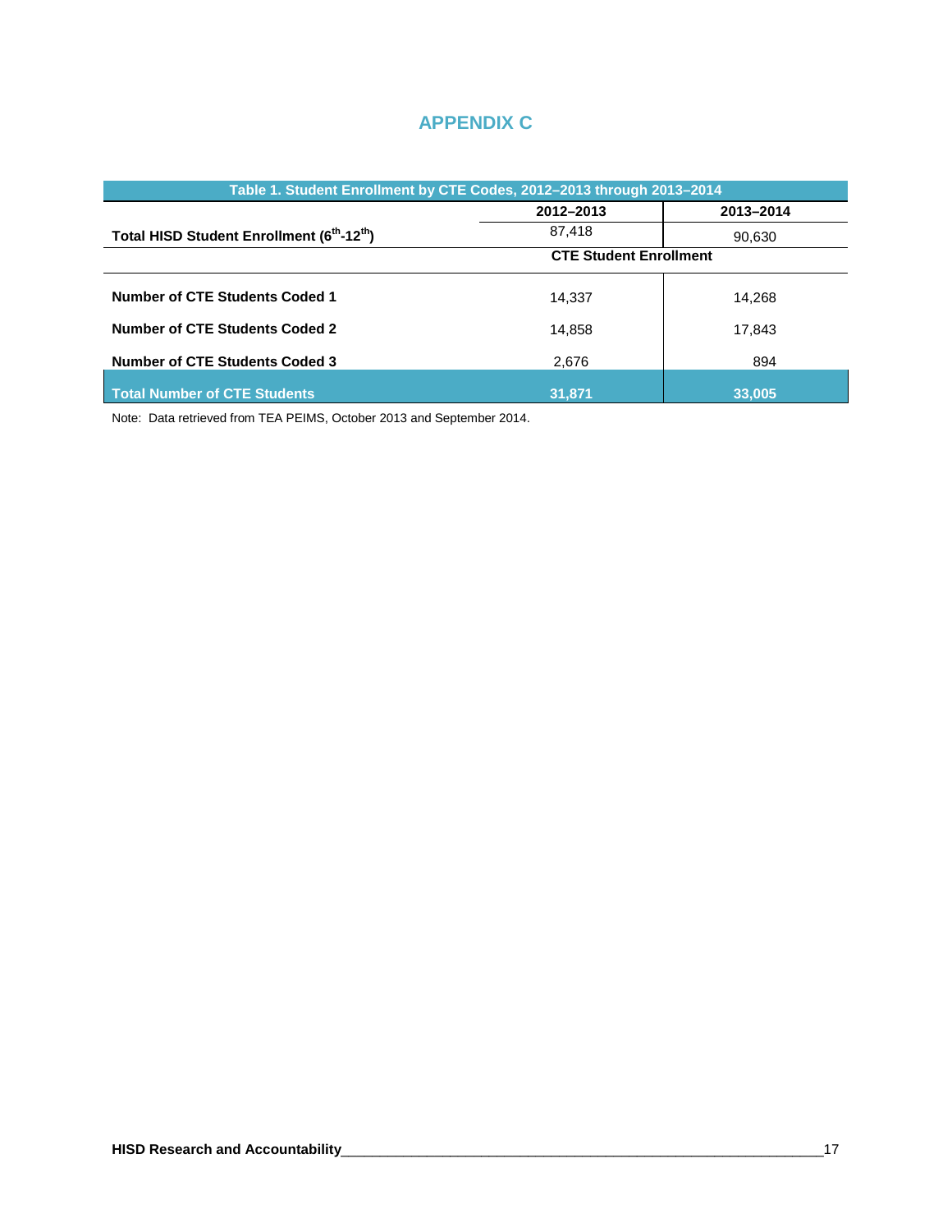# APPENDIX C

| Table 1. Student Enrollment by CTE Codes, 2012–2013 through 2013–2014 | | |
|---|---|---|
| | 2012–2013 | 2013–2014 |
| **Total HISD Student Enrollment (6th-12th)** | 87,418 | 90,630 |
| | **CTE Student Enrollment** | |
| **Number of CTE Students Coded 1** | 14,337 | 14,268 |
| **Number of CTE Students Coded 2** | 14,858 | 17,843 |
| **Number of CTE Students Coded 3** | 2,676 | 894 |
| **Total Number of CTE Students** | **31,871** | **33,005** |

Note: Data retrieved from TEA PEIMS, October 2013 and September 2014.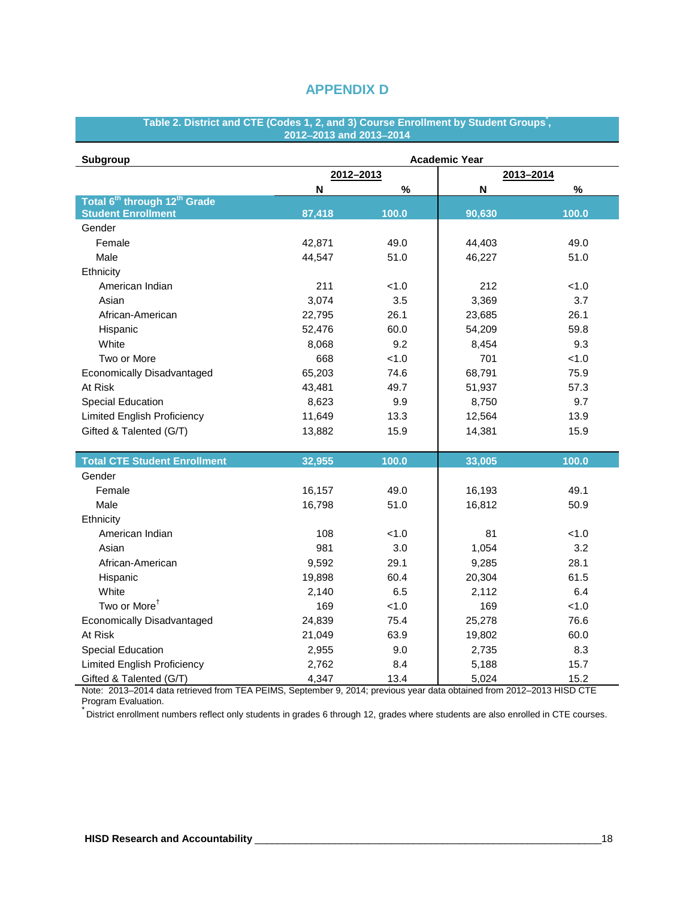# APPENDIX D

**Table 2. District and CTE (Codes 1, 2, and 3) Course Enrollment by Student Groups*, 2012–2013 and 2013–2014**

| Subgroup | Academic Year | | | |
|---|---|---|---|---|
| | 2012–2013 | | 2013–2014 | |
| | N | % | N | % |
| **Total 6th through 12th Grade Student Enrollment** | **87,418** | **100.0** | **90,630** | **100.0** |
| Gender | | | | |
| Female | 42,871 | 49.0 | 44,403 | 49.0 |
| Male | 44,547 | 51.0 | 46,227 | 51.0 |
| Ethnicity | | | | |
| American Indian | 211 | <1.0 | 212 | <1.0 |
| Asian | 3,074 | 3.5 | 3,369 | 3.7 |
| African-American | 22,795 | 26.1 | 23,685 | 26.1 |
| Hispanic | 52,476 | 60.0 | 54,209 | 59.8 |
| White | 8,068 | 9.2 | 8,454 | 9.3 |
| Two or More | 668 | <1.0 | 701 | <1.0 |
| Economically Disadvantaged | 65,203 | 74.6 | 68,791 | 75.9 |
| At Risk | 43,481 | 49.7 | 51,937 | 57.3 |
| Special Education | 8,623 | 9.9 | 8,750 | 9.7 |
| Limited English Proficiency | 11,649 | 13.3 | 12,564 | 13.9 |
| Gifted & Talented (G/T) | 13,882 | 15.9 | 14,381 | 15.9 |
| **Total CTE Student Enrollment** | **32,955** | **100.0** | **33,005** | **100.0** |
| Gender | | | | |
| Female | 16,157 | 49.0 | 16,193 | 49.1 |
| Male | 16,798 | 51.0 | 16,812 | 50.9 |
| Ethnicity | | | | |
| American Indian | 108 | <1.0 | 81 | <1.0 |
| Asian | 981 | 3.0 | 1,054 | 3.2 |
| African-American | 9,592 | 29.1 | 9,285 | 28.1 |
| Hispanic | 19,898 | 60.4 | 20,304 | 61.5 |
| White | 2,140 | 6.5 | 2,112 | 6.4 |
| Two or More† | 169 | <1.0 | 169 | <1.0 |
| Economically Disadvantaged | 24,839 | 75.4 | 25,278 | 76.6 |
| At Risk | 21,049 | 63.9 | 19,802 | 60.0 |
| Special Education | 2,955 | 9.0 | 2,735 | 8.3 |
| Limited English Proficiency | 2,762 | 8.4 | 5,188 | 15.7 |
| Gifted & Talented (G/T) | 4,347 | 13.4 | 5,024 | 15.2 |

Note: 2013–2014 data retrieved from TEA PEIMS, September 9, 2014; previous year data obtained from 2012–2013 HISD CTE Program Evaluation.

* District enrollment numbers reflect only students in grades 6 through 12, grades where students are also enrolled in CTE courses.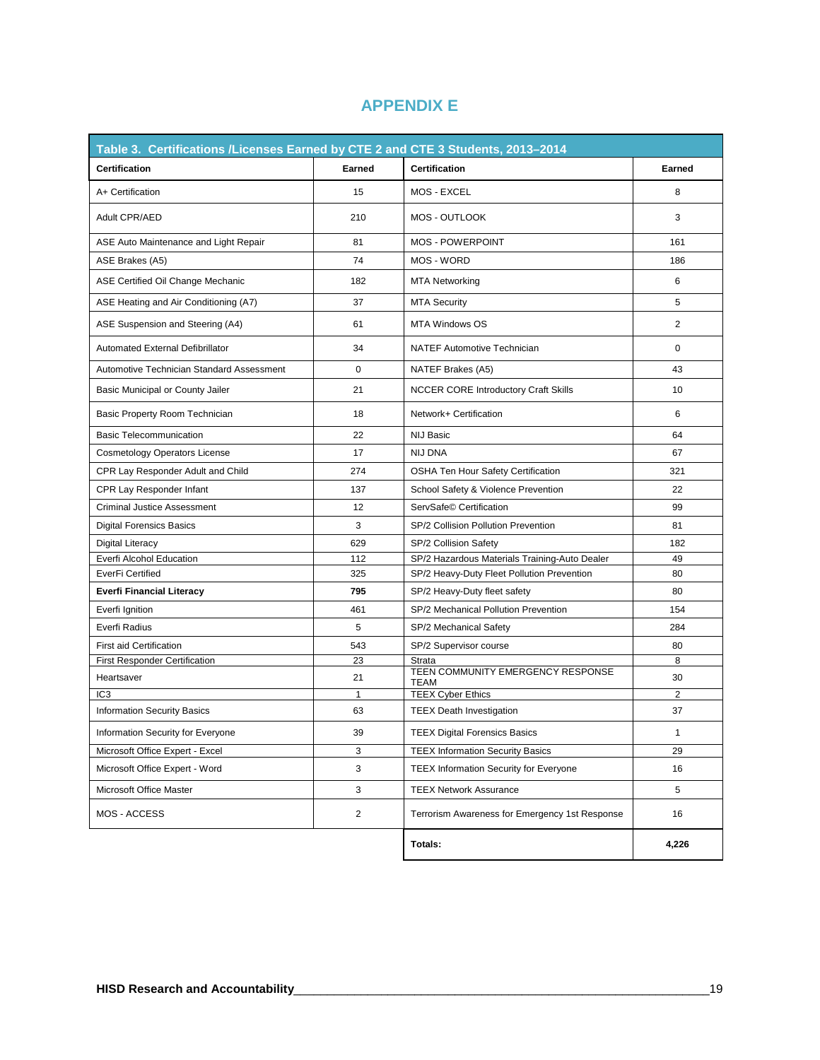# APPENDIX E

| Table 3. Certifications /Licenses Earned by CTE 2 and CTE 3 Students, 2013–2014 | | | |
|---|---|---|---|
| **Certification** | **Earned** | **Certification** | **Earned** |
| A+ Certification | 15 | MOS - EXCEL | 8 |
| Adult CPR/AED | 210 | MOS - OUTLOOK | 3 |
| ASE Auto Maintenance and Light Repair | 81 | MOS - POWERPOINT | 161 |
| ASE Brakes (A5) | 74 | MOS - WORD | 186 |
| ASE Certified Oil Change Mechanic | 182 | MTA Networking | 6 |
| ASE Heating and Air Conditioning (A7) | 37 | MTA Security | 5 |
| ASE Suspension and Steering (A4) | 61 | MTA Windows OS | 2 |
| Automated External Defibrillator | 34 | NATEF Automotive Technician | 0 |
| Automotive Technician Standard Assessment | 0 | NATEF Brakes (A5) | 43 |
| Basic Municipal or County Jailer | 21 | NCCER CORE Introductory Craft Skills | 10 |
| Basic Property Room Technician | 18 | Network+ Certification | 6 |
| Basic Telecommunication | 22 | NIJ Basic | 64 |
| Cosmetology Operators License | 17 | NIJ DNA | 67 |
| CPR Lay Responder Adult and Child | 274 | OSHA Ten Hour Safety Certification | 321 |
| CPR Lay Responder Infant | 137 | School Safety & Violence Prevention | 22 |
| Criminal Justice Assessment | 12 | ServSafe© Certification | 99 |
| Digital Forensics Basics | 3 | SP/2 Collision Pollution Prevention | 81 |
| Digital Literacy | 629 | SP/2 Collision Safety | 182 |
| Everfi Alcohol Education | 112 | SP/2 Hazardous Materials Training-Auto Dealer | 49 |
| EverFi Certified | 325 | SP/2 Heavy-Duty Fleet Pollution Prevention | 80 |
| **Everfi Financial Literacy** | **795** | SP/2 Heavy-Duty fleet safety | 80 |
| Everfi Ignition | 461 | SP/2 Mechanical Pollution Prevention | 154 |
| Everfi Radius | 5 | SP/2 Mechanical Safety | 284 |
| First aid Certification | 543 | SP/2 Supervisor course | 80 |
| First Responder Certification | 23 | Strata | 8 |
| Heartsaver | 21 | TEEN COMMUNITY EMERGENCY RESPONSE TEAM | 30 |
| IC3 | 1 | TEEX Cyber Ethics | 2 |
| Information Security Basics | 63 | TEEX Death Investigation | 37 |
| Information Security for Everyone | 39 | TEEX Digital Forensics Basics | 1 |
| Microsoft Office Expert - Excel | 3 | TEEX Information Security Basics | 29 |
| Microsoft Office Expert - Word | 3 | TEEX Information Security for Everyone | 16 |
| Microsoft Office Master | 3 | TEEX Network Assurance | 5 |
| MOS - ACCESS | 2 | Terrorism Awareness for Emergency 1st Response | 16 |
| | | **Totals:** | **4,226** |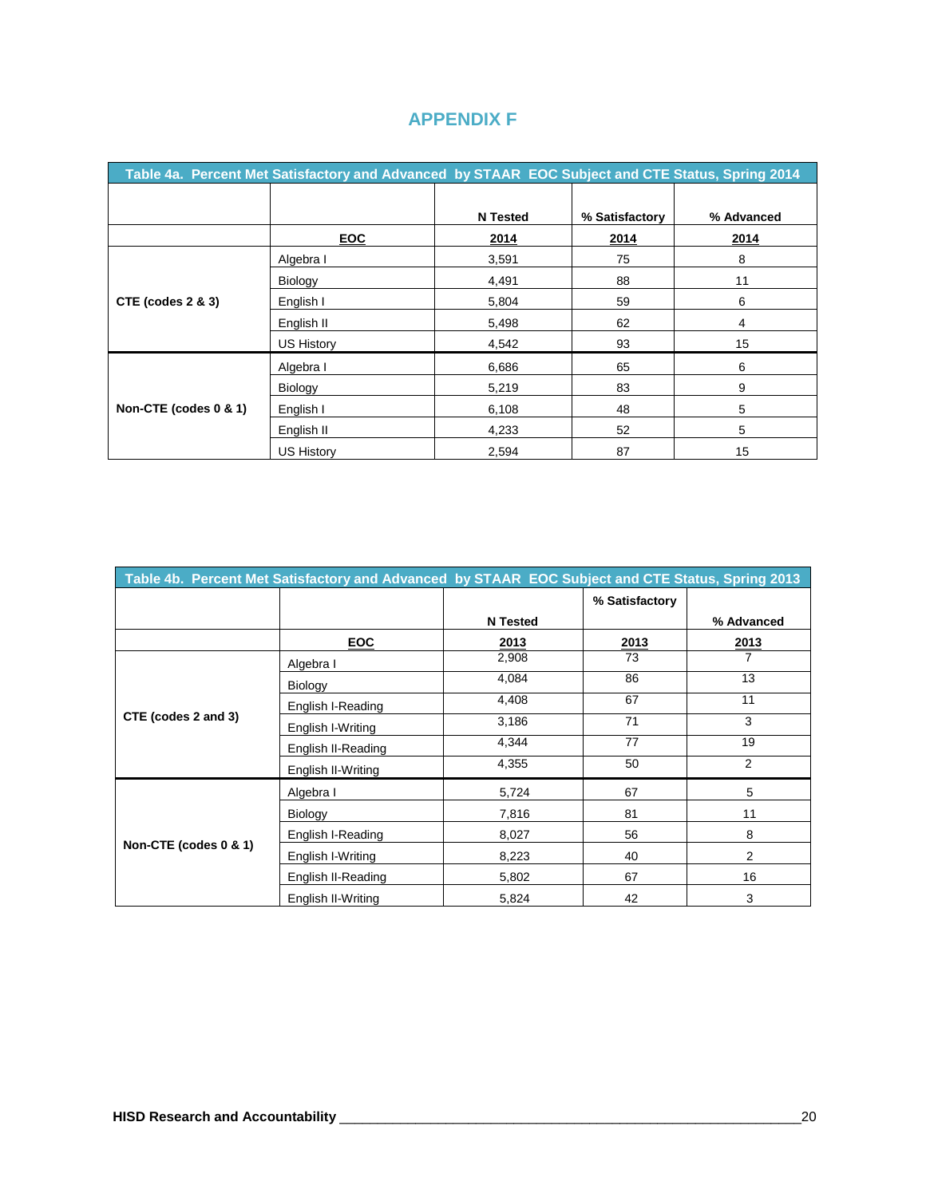# APPENDIX F

| Table 4a. Percent Met Satisfactory and Advanced by STAAR EOC Subject and CTE Status, Spring 2014 | | | | |
|---|---|---|---|---|
| | | N Tested | % Satisfactory | % Advanced |
| | EOC | 2014 | 2014 | 2014 |
| CTE (codes 2 & 3) | Algebra I | 3,591 | 75 | 8 |
| | Biology | 4,491 | 88 | 11 |
| | English I | 5,804 | 59 | 6 |
| | English II | 5,498 | 62 | 4 |
| | US History | 4,542 | 93 | 15 |
| Non-CTE (codes 0 & 1) | Algebra I | 6,686 | 65 | 6 |
| | Biology | 5,219 | 83 | 9 |
| | English I | 6,108 | 48 | 5 |
| | English II | 4,233 | 52 | 5 |
| | US History | 2,594 | 87 | 15 |

| Table 4b. Percent Met Satisfactory and Advanced by STAAR EOC Subject and CTE Status, Spring 2013 | | | | |
|---|---|---|---|---|
| | | N Tested | % Satisfactory | % Advanced |
| | EOC | 2013 | 2013 | 2013 |
| CTE (codes 2 and 3) | Algebra I | 2,908 | 73 | 7 |
| | Biology | 4,084 | 86 | 13 |
| | English I-Reading | 4,408 | 67 | 11 |
| | English I-Writing | 3,186 | 71 | 3 |
| | English II-Reading | 4,344 | 77 | 19 |
| | English II-Writing | 4,355 | 50 | 2 |
| Non-CTE (codes 0 & 1) | Algebra I | 5,724 | 67 | 5 |
| | Biology | 7,816 | 81 | 11 |
| | English I-Reading | 8,027 | 56 | 8 |
| | English I-Writing | 8,223 | 40 | 2 |
| | English II-Reading | 5,802 | 67 | 16 |
| | English II-Writing | 5,824 | 42 | 3 |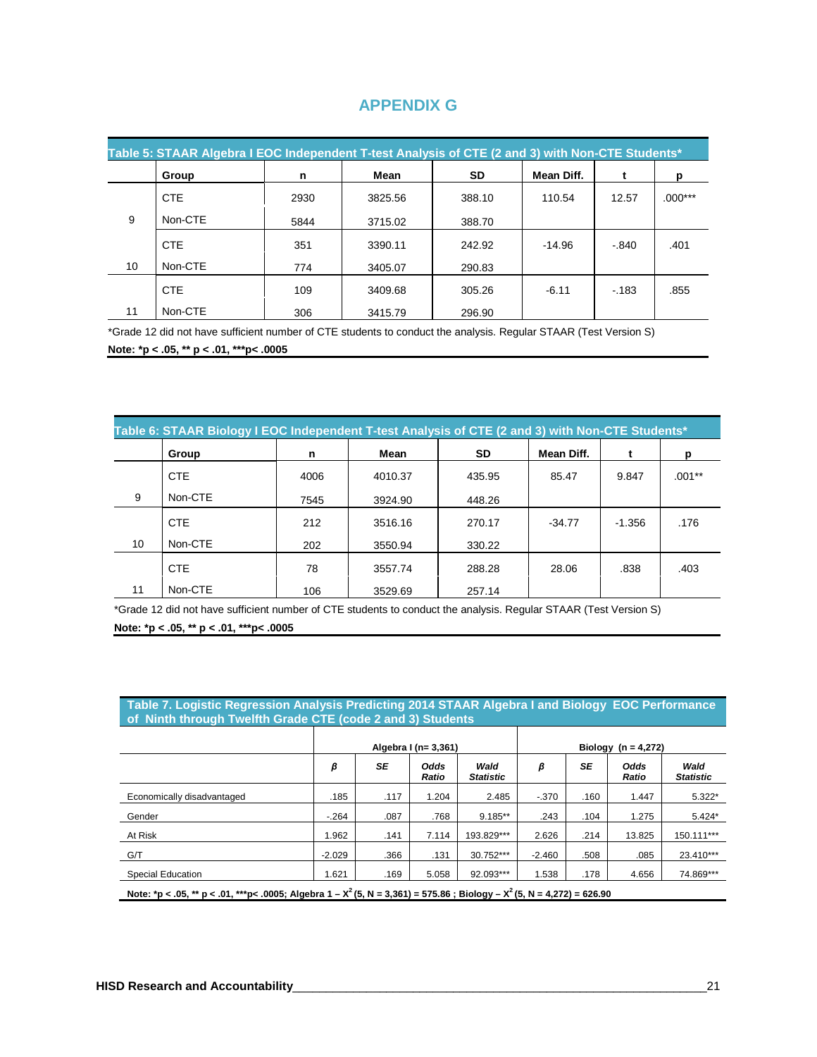# APPENDIX G

**Table 5: STAAR Algebra I EOC Independent T-test Analysis of CTE (2 and 3) with Non-CTE Students***

| | Group | n | Mean | SD | Mean Diff. | t | p |
|---|---|---|---|---|---|---|---|
| 9 | CTE | 2930 | 3825.56 | 388.10 | 110.54 | 12.57 | .000*** |
| | Non-CTE | 5844 | 3715.02 | 388.70 | | | |
| 10 | CTE | 351 | 3390.11 | 242.92 | -14.96 | -.840 | .401 |
| | Non-CTE | 774 | 3405.07 | 290.83 | | | |
| 11 | CTE | 109 | 3409.68 | 305.26 | -6.11 | -.183 | .855 |
| | Non-CTE | 306 | 3415.79 | 296.90 | | | |

*Grade 12 did not have sufficient number of CTE students to conduct the analysis. Regular STAAR (Test Version S)

**Note: *p < .05, ** p < .01, ***p< .0005**

**Table 6: STAAR Biology I EOC Independent T-test Analysis of CTE (2 and 3) with Non-CTE Students***

| | Group | n | Mean | SD | Mean Diff. | t | p |
|---|---|---|---|---|---|---|---|
| 9 | CTE | 4006 | 4010.37 | 435.95 | 85.47 | 9.847 | .001** |
| | Non-CTE | 7545 | 3924.90 | 448.26 | | | |
| 10 | CTE | 212 | 3516.16 | 270.17 | -34.77 | -1.356 | .176 |
| | Non-CTE | 202 | 3550.94 | 330.22 | | | |
| 11 | CTE | 78 | 3557.74 | 288.28 | 28.06 | .838 | .403 |
| | Non-CTE | 106 | 3529.69 | 257.14 | | | |

*Grade 12 did not have sufficient number of CTE students to conduct the analysis. Regular STAAR (Test Version S)

**Note: *p < .05, ** p < .01, ***p< .0005**

**Table 7. Logistic Regression Analysis Predicting 2014 STAAR Algebra I and Biology EOC Performance of Ninth through Twelfth Grade CTE (code 2 and 3) Students**

| | Algebra I (n= 3,361) | | | | Biology (n = 4,272) | | | |
|---|---|---|---|---|---|---|---|---|
| | *β* | *SE* | *Odds Ratio* | *Wald Statistic* | *β* | *SE* | *Odds Ratio* | *Wald Statistic* |
| Economically disadvantaged | .185 | .117 | 1.204 | 2.485 | -.370 | .160 | 1.447 | 5.322* |
| Gender | -.264 | .087 | .768 | 9.185** | .243 | .104 | 1.275 | 5.424* |
| At Risk | 1.962 | .141 | 7.114 | 193.829*** | 2.626 | .214 | 13.825 | 150.111*** |
| G/T | -2.029 | .366 | .131 | 30.752*** | -2.460 | .508 | .085 | 23.410*** |
| Special Education | 1.621 | .169 | 5.058 | 92.093*** | 1.538 | .178 | 4.656 | 74.869*** |

**Note: *p < .05, ** p < .01, ***p< .0005; Algebra 1 – $X^2$ (5, N = 3,361) = 575.86 ; Biology – $X^2$ (5, N = 4,272) = 626.90**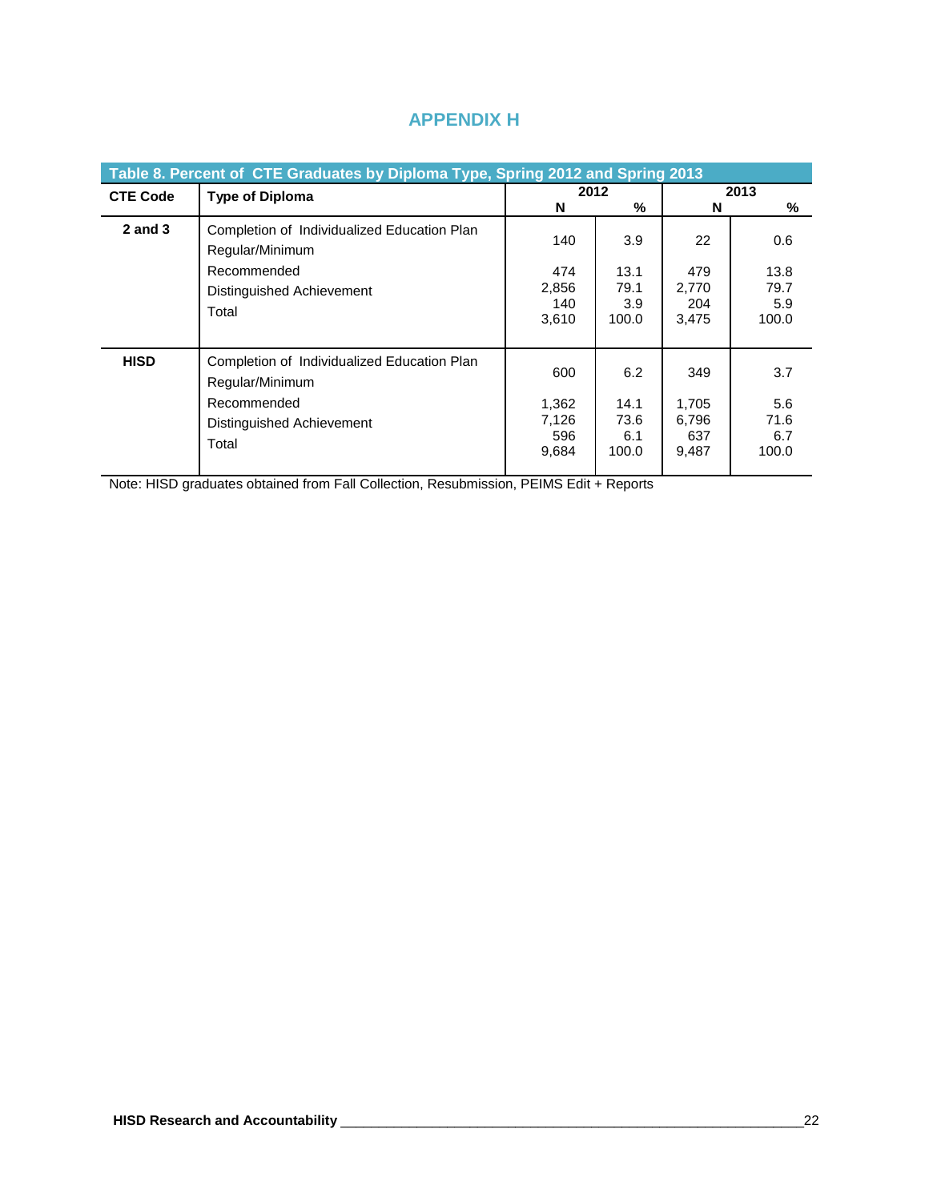# APPENDIX H

Table 8. Percent of CTE Graduates by Diploma Type, Spring 2012 and Spring 2013

| CTE Code | Type of Diploma | 2012 | | 2013 | |
|---|---|---|---|---|---|
| | | N | % | N | % |
| 2 and 3 | Completion of Individualized Education Plan | 140 | 3.9 | 22 | 0.6 |
| | Regular/Minimum | 474 | 13.1 | 479 | 13.8 |
| | Recommended | 2,856 | 79.1 | 2,770 | 79.7 |
| | Distinguished Achievement | 140 | 3.9 | 204 | 5.9 |
| | Total | 3,610 | 100.0 | 3,475 | 100.0 |
| HISD | Completion of Individualized Education Plan | 600 | 6.2 | 349 | 3.7 |
| | Regular/Minimum | 1,362 | 14.1 | 1,705 | 5.6 |
| | Recommended | 7,126 | 73.6 | 6,796 | 71.6 |
| | Distinguished Achievement | 596 | 6.1 | 637 | 6.7 |
| | Total | 9,684 | 100.0 | 9,487 | 100.0 |

Note: HISD graduates obtained from Fall Collection, Resubmission, PEIMS Edit + Reports

HISD Research and Accountability